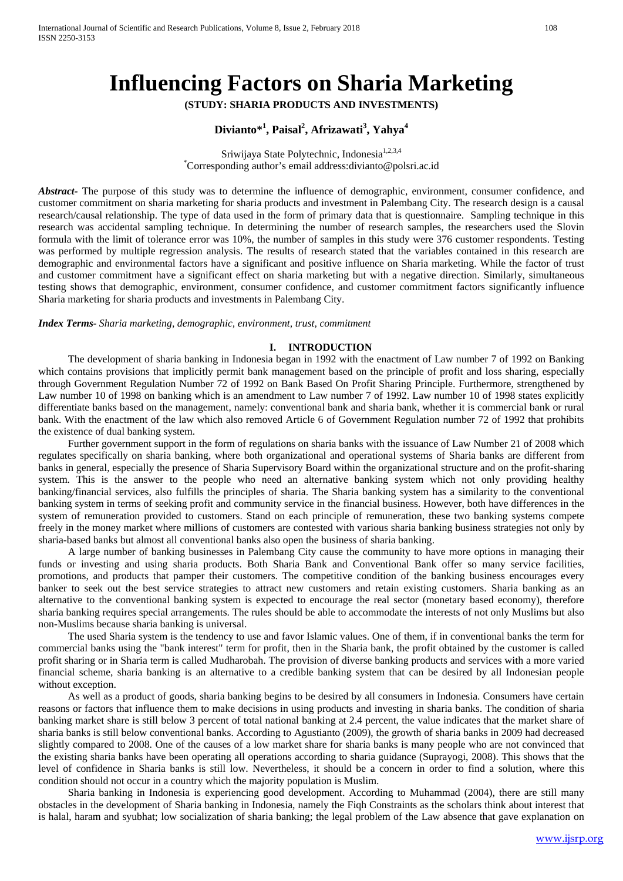# Influencing Factors on Sharia Marketing

**(STUDY: SHARIA PRODUCTS AND INVESTMENTS)**

**Divianto*[1], Paisal[2], Afrizawati[3], Yahya[4]**

Sriwijaya State Polytechnic, Indonesia[1,2,3,4]
[*]Corresponding author's email address:divianto@polsri.ac.id

***Abstract-*** The purpose of this study was to determine the influence of demographic, environment, consumer confidence, and customer commitment on sharia marketing for sharia products and investment in Palembang City. The research design is a causal research/causal relationship. The type of data used in the form of primary data that is questionnaire. Sampling technique in this research was accidental sampling technique. In determining the number of research samples, the researchers used the Slovin formula with the limit of tolerance error was 10%, the number of samples in this study were 376 customer respondents. Testing was performed by multiple regression analysis. The results of research stated that the variables contained in this research are demographic and environmental factors have a significant and positive influence on Sharia marketing. While the factor of trust and customer commitment have a significant effect on sharia marketing but with a negative direction. Similarly, simultaneous testing shows that demographic, environment, consumer confidence, and customer commitment factors significantly influence Sharia marketing for sharia products and investments in Palembang City.

***Index Terms-*** *Sharia marketing, demographic, environment, trust, commitment*

## I. INTRODUCTION

The development of sharia banking in Indonesia began in 1992 with the enactment of Law number 7 of 1992 on Banking which contains provisions that implicitly permit bank management based on the principle of profit and loss sharing, especially through Government Regulation Number 72 of 1992 on Bank Based On Profit Sharing Principle. Furthermore, strengthened by Law number 10 of 1998 on banking which is an amendment to Law number 7 of 1992. Law number 10 of 1998 states explicitly differentiate banks based on the management, namely: conventional bank and sharia bank, whether it is commercial bank or rural bank. With the enactment of the law which also removed Article 6 of Government Regulation number 72 of 1992 that prohibits the existence of dual banking system.

Further government support in the form of regulations on sharia banks with the issuance of Law Number 21 of 2008 which regulates specifically on sharia banking, where both organizational and operational systems of Sharia banks are different from banks in general, especially the presence of Sharia Supervisory Board within the organizational structure and on the profit-sharing system. This is the answer to the people who need an alternative banking system which not only providing healthy banking/financial services, also fulfills the principles of sharia. The Sharia banking system has a similarity to the conventional banking system in terms of seeking profit and community service in the financial business. However, both have differences in the system of remuneration provided to customers. Stand on each principle of remuneration, these two banking systems compete freely in the money market where millions of customers are contested with various sharia banking business strategies not only by sharia-based banks but almost all conventional banks also open the business of sharia banking.

A large number of banking businesses in Palembang City cause the community to have more options in managing their funds or investing and using sharia products. Both Sharia Bank and Conventional Bank offer so many service facilities, promotions, and products that pamper their customers. The competitive condition of the banking business encourages every banker to seek out the best service strategies to attract new customers and retain existing customers. Sharia banking as an alternative to the conventional banking system is expected to encourage the real sector (monetary based economy), therefore sharia banking requires special arrangements. The rules should be able to accommodate the interests of not only Muslims but also non-Muslims because sharia banking is universal.

The used Sharia system is the tendency to use and favor Islamic values. One of them, if in conventional banks the term for commercial banks using the "bank interest" term for profit, then in the Sharia bank, the profit obtained by the customer is called profit sharing or in Sharia term is called Mudharobah. The provision of diverse banking products and services with a more varied financial scheme, sharia banking is an alternative to a credible banking system that can be desired by all Indonesian people without exception.

As well as a product of goods, sharia banking begins to be desired by all consumers in Indonesia. Consumers have certain reasons or factors that influence them to make decisions in using products and investing in sharia banks. The condition of sharia banking market share is still below 3 percent of total national banking at 2.4 percent, the value indicates that the market share of sharia banks is still below conventional banks. According to Agustianto (2009), the growth of sharia banks in 2009 had decreased slightly compared to 2008. One of the causes of a low market share for sharia banks is many people who are not convinced that the existing sharia banks have been operating all operations according to sharia guidance (Suprayogi, 2008). This shows that the level of confidence in Sharia banks is still low. Nevertheless, it should be a concern in order to find a solution, where this condition should not occur in a country which the majority population is Muslim.

Sharia banking in Indonesia is experiencing good development. According to Muhammad (2004), there are still many obstacles in the development of Sharia banking in Indonesia, namely the Fiqh Constraints as the scholars think about interest that is halal, haram and syubhat; low socialization of sharia banking; the legal problem of the Law absence that gave explanation on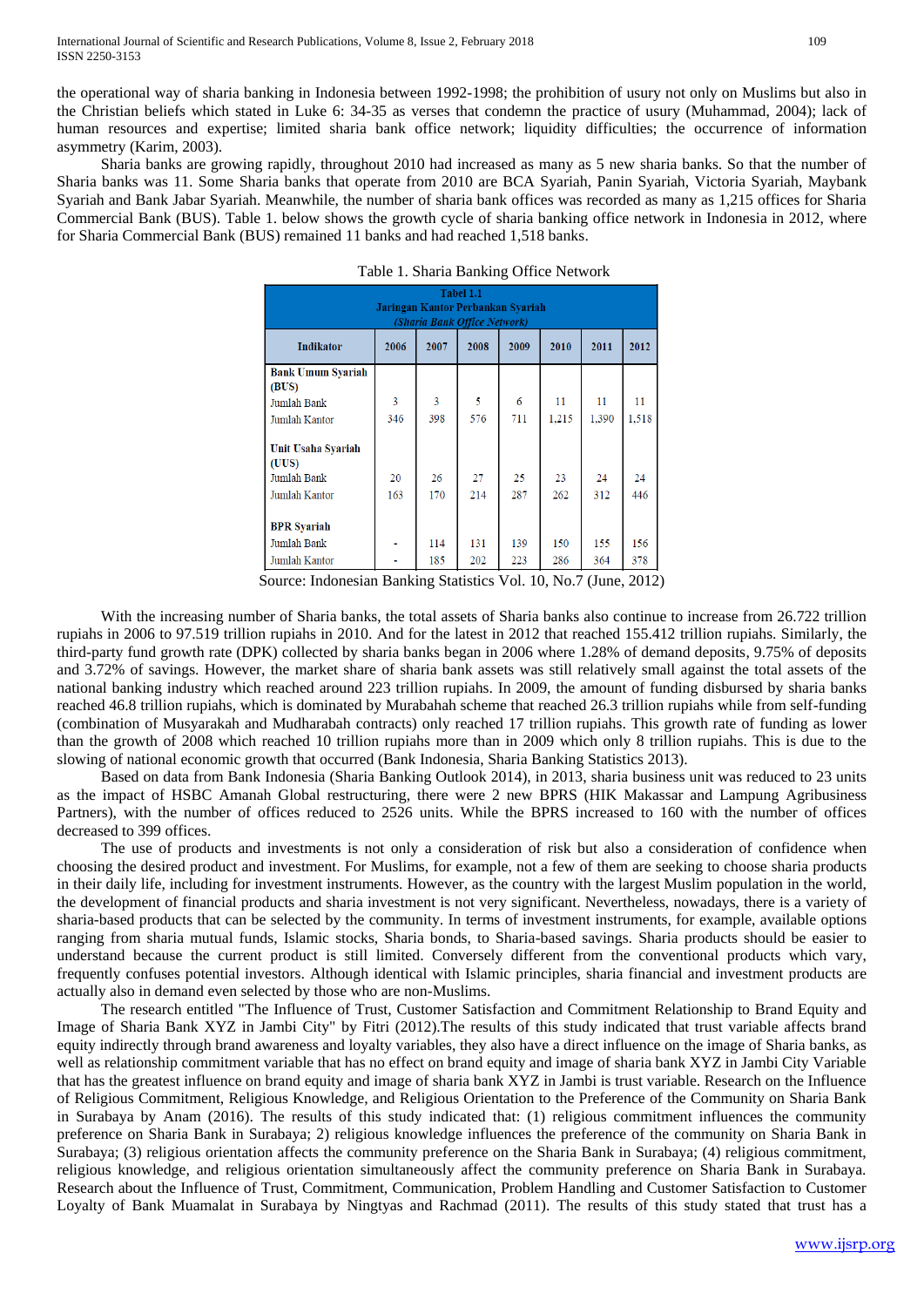the operational way of sharia banking in Indonesia between 1992-1998; the prohibition of usury not only on Muslims but also in the Christian beliefs which stated in Luke 6: 34-35 as verses that condemn the practice of usury (Muhammad, 2004); lack of human resources and expertise; limited sharia bank office network; liquidity difficulties; the occurrence of information asymmetry (Karim, 2003).

Sharia banks are growing rapidly, throughout 2010 had increased as many as 5 new sharia banks. So that the number of Sharia banks was 11. Some Sharia banks that operate from 2010 are BCA Syariah, Panin Syariah, Victoria Syariah, Maybank Syariah and Bank Jabar Syariah. Meanwhile, the number of sharia bank offices was recorded as many as 1,215 offices for Sharia Commercial Bank (BUS). Table 1. below shows the growth cycle of sharia banking office network in Indonesia in 2012, where for Sharia Commercial Bank (BUS) remained 11 banks and had reached 1,518 banks.

Table 1. Sharia Banking Office Network

**Tabel 1.1**
**Jaringan Kantor Perbankan Syariah**
***(Sharia Bank Office Network)***

| Indikator | 2006 | 2007 | 2008 | 2009 | 2010 | 2011 | 2012 |
|---|---|---|---|---|---|---|---|
| **Bank Umum Syariah (BUS)** | | | | | | | |
| Jumlah Bank | 3 | 3 | 5 | 6 | 11 | 11 | 11 |
| Jumlah Kantor | 346 | 398 | 576 | 711 | 1,215 | 1,390 | 1,518 |
| **Unit Usaha Syariah (UUS)** | | | | | | | |
| Jumlah Bank | 20 | 26 | 27 | 25 | 23 | 24 | 24 |
| Jumlah Kantor | 163 | 170 | 214 | 287 | 262 | 312 | 446 |
| **BPR Syariah** | | | | | | | |
| Jumlah Bank | - | 114 | 131 | 139 | 150 | 155 | 156 |
| Jumlah Kantor | - | 185 | 202 | 223 | 286 | 364 | 378 |

Source: Indonesian Banking Statistics Vol. 10, No.7 (June, 2012)

With the increasing number of Sharia banks, the total assets of Sharia banks also continue to increase from 26.722 trillion rupiahs in 2006 to 97.519 trillion rupiahs in 2010. And for the latest in 2012 that reached 155.412 trillion rupiahs. Similarly, the third-party fund growth rate (DPK) collected by sharia banks began in 2006 where 1.28% of demand deposits, 9.75% of deposits and 3.72% of savings. However, the market share of sharia bank assets was still relatively small against the total assets of the national banking industry which reached around 223 trillion rupiahs. In 2009, the amount of funding disbursed by sharia banks reached 46.8 trillion rupiahs, which is dominated by Murabahah scheme that reached 26.3 trillion rupiahs while from self-funding (combination of Musyarakah and Mudharabah contracts) only reached 17 trillion rupiahs. This growth rate of funding as lower than the growth of 2008 which reached 10 trillion rupiahs more than in 2009 which only 8 trillion rupiahs. This is due to the slowing of national economic growth that occurred (Bank Indonesia, Sharia Banking Statistics 2013).

Based on data from Bank Indonesia (Sharia Banking Outlook 2014), in 2013, sharia business unit was reduced to 23 units as the impact of HSBC Amanah Global restructuring, there were 2 new BPRS (HIK Makassar and Lampung Agribusiness Partners), with the number of offices reduced to 2526 units. While the BPRS increased to 160 with the number of offices decreased to 399 offices.

The use of products and investments is not only a consideration of risk but also a consideration of confidence when choosing the desired product and investment. For Muslims, for example, not a few of them are seeking to choose sharia products in their daily life, including for investment instruments. However, as the country with the largest Muslim population in the world, the development of financial products and sharia investment is not very significant. Nevertheless, nowadays, there is a variety of sharia-based products that can be selected by the community. In terms of investment instruments, for example, available options ranging from sharia mutual funds, Islamic stocks, Sharia bonds, to Sharia-based savings. Sharia products should be easier to understand because the current product is still limited. Conversely different from the conventional products which vary, frequently confuses potential investors. Although identical with Islamic principles, sharia financial and investment products are actually also in demand even selected by those who are non-Muslims.

The research entitled "The Influence of Trust, Customer Satisfaction and Commitment Relationship to Brand Equity and Image of Sharia Bank XYZ in Jambi City" by Fitri (2012).The results of this study indicated that trust variable affects brand equity indirectly through brand awareness and loyalty variables, they also have a direct influence on the image of Sharia banks, as well as relationship commitment variable that has no effect on brand equity and image of sharia bank XYZ in Jambi City Variable that has the greatest influence on brand equity and image of sharia bank XYZ in Jambi is trust variable. Research on the Influence of Religious Commitment, Religious Knowledge, and Religious Orientation to the Preference of the Community on Sharia Bank in Surabaya by Anam (2016). The results of this study indicated that: (1) religious commitment influences the community preference on Sharia Bank in Surabaya; 2) religious knowledge influences the preference of the community on Sharia Bank in Surabaya; (3) religious orientation affects the community preference on the Sharia Bank in Surabaya; (4) religious commitment, religious knowledge, and religious orientation simultaneously affect the community preference on Sharia Bank in Surabaya. Research about the Influence of Trust, Commitment, Communication, Problem Handling and Customer Satisfaction to Customer Loyalty of Bank Muamalat in Surabaya by Ningtyas and Rachmad (2011). The results of this study stated that trust has a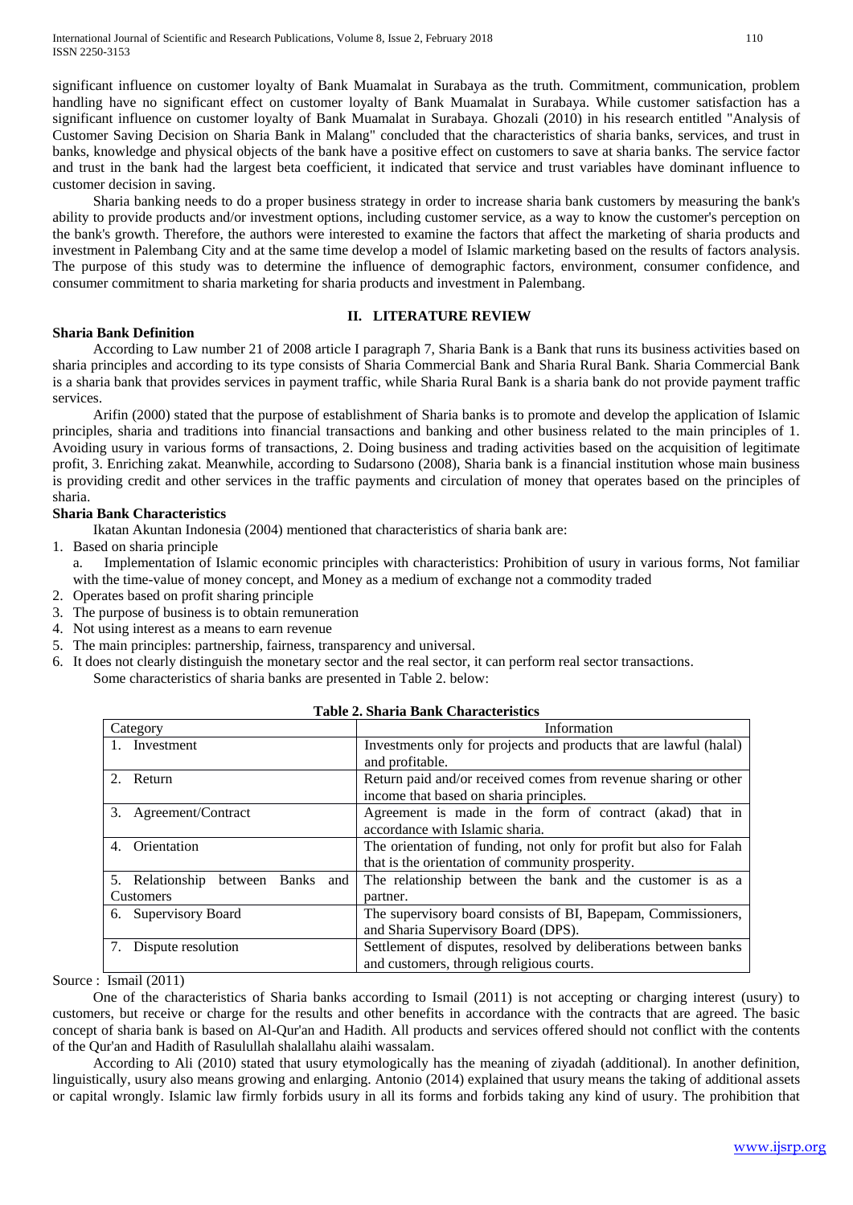significant influence on customer loyalty of Bank Muamalat in Surabaya as the truth. Commitment, communication, problem handling have no significant effect on customer loyalty of Bank Muamalat in Surabaya. While customer satisfaction has a significant influence on customer loyalty of Bank Muamalat in Surabaya. Ghozali (2010) in his research entitled "Analysis of Customer Saving Decision on Sharia Bank in Malang" concluded that the characteristics of sharia banks, services, and trust in banks, knowledge and physical objects of the bank have a positive effect on customers to save at sharia banks. The service factor and trust in the bank had the largest beta coefficient, it indicated that service and trust variables have dominant influence to customer decision in saving.

Sharia banking needs to do a proper business strategy in order to increase sharia bank customers by measuring the bank's ability to provide products and/or investment options, including customer service, as a way to know the customer's perception on the bank's growth. Therefore, the authors were interested to examine the factors that affect the marketing of sharia products and investment in Palembang City and at the same time develop a model of Islamic marketing based on the results of factors analysis. The purpose of this study was to determine the influence of demographic factors, environment, consumer confidence, and consumer commitment to sharia marketing for sharia products and investment in Palembang.

## II. LITERATURE REVIEW

**Sharia Bank Definition**

According to Law number 21 of 2008 article I paragraph 7, Sharia Bank is a Bank that runs its business activities based on sharia principles and according to its type consists of Sharia Commercial Bank and Sharia Rural Bank. Sharia Commercial Bank is a sharia bank that provides services in payment traffic, while Sharia Rural Bank is a sharia bank do not provide payment traffic services.

Arifin (2000) stated that the purpose of establishment of Sharia banks is to promote and develop the application of Islamic principles, sharia and traditions into financial transactions and banking and other business related to the main principles of 1. Avoiding usury in various forms of transactions, 2. Doing business and trading activities based on the acquisition of legitimate profit, 3. Enriching zakat. Meanwhile, according to Sudarsono (2008), Sharia bank is a financial institution whose main business is providing credit and other services in the traffic payments and circulation of money that operates based on the principles of sharia.

**Sharia Bank Characteristics**

Ikatan Akuntan Indonesia (2004) mentioned that characteristics of sharia bank are:

1. Based on sharia principle
   a. Implementation of Islamic economic principles with characteristics: Prohibition of usury in various forms, Not familiar with the time-value of money concept, and Money as a medium of exchange not a commodity traded
2. Operates based on profit sharing principle
3. The purpose of business is to obtain remuneration
4. Not using interest as a means to earn revenue
5. The main principles: partnership, fairness, transparency and universal.
6. It does not clearly distinguish the monetary sector and the real sector, it can perform real sector transactions.

Some characteristics of sharia banks are presented in Table 2. below:

**Table 2. Sharia Bank Characteristics**

| Category | Information |
|---|---|
| 1. Investment | Investments only for projects and products that are lawful (halal) and profitable. |
| 2. Return | Return paid and/or received comes from revenue sharing or other income that based on sharia principles. |
| 3. Agreement/Contract | Agreement is made in the form of contract (akad) that in accordance with Islamic sharia. |
| 4. Orientation | The orientation of funding, not only for profit but also for Falah that is the orientation of community prosperity. |
| 5. Relationship between Banks and Customers | The relationship between the bank and the customer is as a partner. |
| 6. Supervisory Board | The supervisory board consists of BI, Bapepam, Commissioners, and Sharia Supervisory Board (DPS). |
| 7. Dispute resolution | Settlement of disputes, resolved by deliberations between banks and customers, through religious courts. |

Source : Ismail (2011)

One of the characteristics of Sharia banks according to Ismail (2011) is not accepting or charging interest (usury) to customers, but receive or charge for the results and other benefits in accordance with the contracts that are agreed. The basic concept of sharia bank is based on Al-Qur'an and Hadith. All products and services offered should not conflict with the contents of the Qur'an and Hadith of Rasulullah shalallahu alaihi wassalam.

According to Ali (2010) stated that usury etymologically has the meaning of ziyadah (additional). In another definition, linguistically, usury also means growing and enlarging. Antonio (2014) explained that usury means the taking of additional assets or capital wrongly. Islamic law firmly forbids usury in all its forms and forbids taking any kind of usury. The prohibition that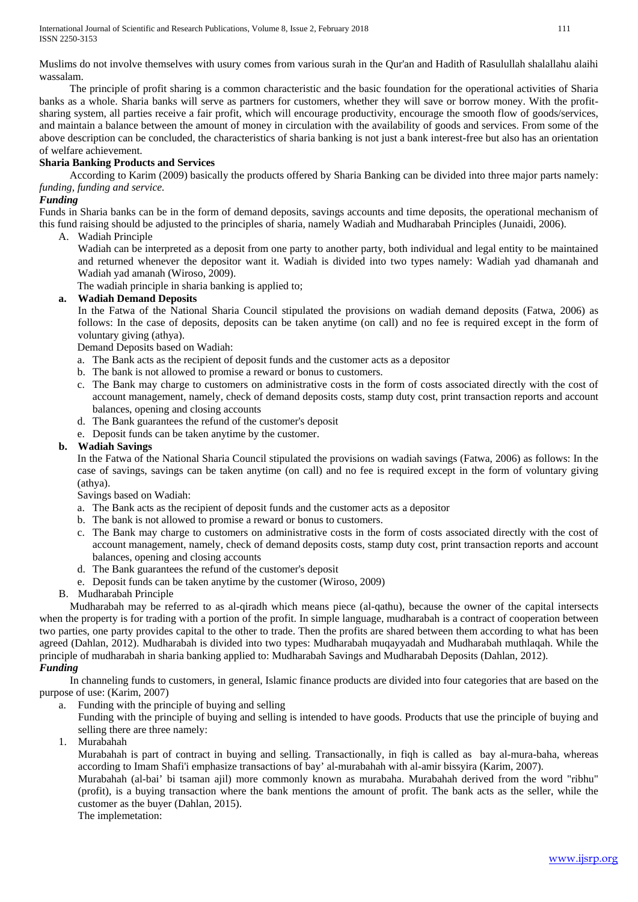Muslims do not involve themselves with usury comes from various surah in the Qur'an and Hadith of Rasulullah shalallahu alaihi wassalam.

The principle of profit sharing is a common characteristic and the basic foundation for the operational activities of Sharia banks as a whole. Sharia banks will serve as partners for customers, whether they will save or borrow money. With the profit-sharing system, all parties receive a fair profit, which will encourage productivity, encourage the smooth flow of goods/services, and maintain a balance between the amount of money in circulation with the availability of goods and services. From some of the above description can be concluded, the characteristics of sharia banking is not just a bank interest-free but also has an orientation of welfare achievement.

**Sharia Banking Products and Services**

According to Karim (2009) basically the products offered by Sharia Banking can be divided into three major parts namely: *funding, funding and service.*

***Funding***

Funds in Sharia banks can be in the form of demand deposits, savings accounts and time deposits, the operational mechanism of this fund raising should be adjusted to the principles of sharia, namely Wadiah and Mudharabah Principles (Junaidi, 2006).

A. Wadiah Principle

Wadiah can be interpreted as a deposit from one party to another party, both individual and legal entity to be maintained and returned whenever the depositor want it. Wadiah is divided into two types namely: Wadiah yad dhamanah and Wadiah yad amanah (Wiroso, 2009).

The wadiah principle in sharia banking is applied to;

**a. Wadiah Demand Deposits**

In the Fatwa of the National Sharia Council stipulated the provisions on wadiah demand deposits (Fatwa, 2006) as follows: In the case of deposits, deposits can be taken anytime (on call) and no fee is required except in the form of voluntary giving (athya).

Demand Deposits based on Wadiah:

a. The Bank acts as the recipient of deposit funds and the customer acts as a depositor
b. The bank is not allowed to promise a reward or bonus to customers.
c. The Bank may charge to customers on administrative costs in the form of costs associated directly with the cost of account management, namely, check of demand deposits costs, stamp duty cost, print transaction reports and account balances, opening and closing accounts
d. The Bank guarantees the refund of the customer's deposit
e. Deposit funds can be taken anytime by the customer.

**b. Wadiah Savings**

In the Fatwa of the National Sharia Council stipulated the provisions on wadiah savings (Fatwa, 2006) as follows: In the case of savings, savings can be taken anytime (on call) and no fee is required except in the form of voluntary giving (athya).

Savings based on Wadiah:

a. The Bank acts as the recipient of deposit funds and the customer acts as a depositor
b. The bank is not allowed to promise a reward or bonus to customers.
c. The Bank may charge to customers on administrative costs in the form of costs associated directly with the cost of account management, namely, check of demand deposits costs, stamp duty cost, print transaction reports and account balances, opening and closing accounts
d. The Bank guarantees the refund of the customer's deposit
e. Deposit funds can be taken anytime by the customer (Wiroso, 2009)

B. Mudharabah Principle

Mudharabah may be referred to as al-qiradh which means piece (al-qathu), because the owner of the capital intersects when the property is for trading with a portion of the profit. In simple language, mudharabah is a contract of cooperation between two parties, one party provides capital to the other to trade. Then the profits are shared between them according to what has been agreed (Dahlan, 2012). Mudharabah is divided into two types: Mudharabah muqayyadah and Mudharabah muthlaqah. While the principle of mudharabah in sharia banking applied to: Mudharabah Savings and Mudharabah Deposits (Dahlan, 2012).

***Funding***

In channeling funds to customers, in general, Islamic finance products are divided into four categories that are based on the purpose of use: (Karim, 2007)

a. Funding with the principle of buying and selling

Funding with the principle of buying and selling is intended to have goods. Products that use the principle of buying and selling there are three namely:

1. Murabahah

Murabahah is part of contract in buying and selling. Transactionally, in fiqh is called as bay al-mura-baha, whereas according to Imam Shafi'i emphasize transactions of bay' al-murabahah with al-amir bissyira (Karim, 2007).

Murabahah (al-bai' bi tsaman ajil) more commonly known as murabaha. Murabahah derived from the word "ribhu" (profit), is a buying transaction where the bank mentions the amount of profit. The bank acts as the seller, while the customer as the buyer (Dahlan, 2015).

The implemetation: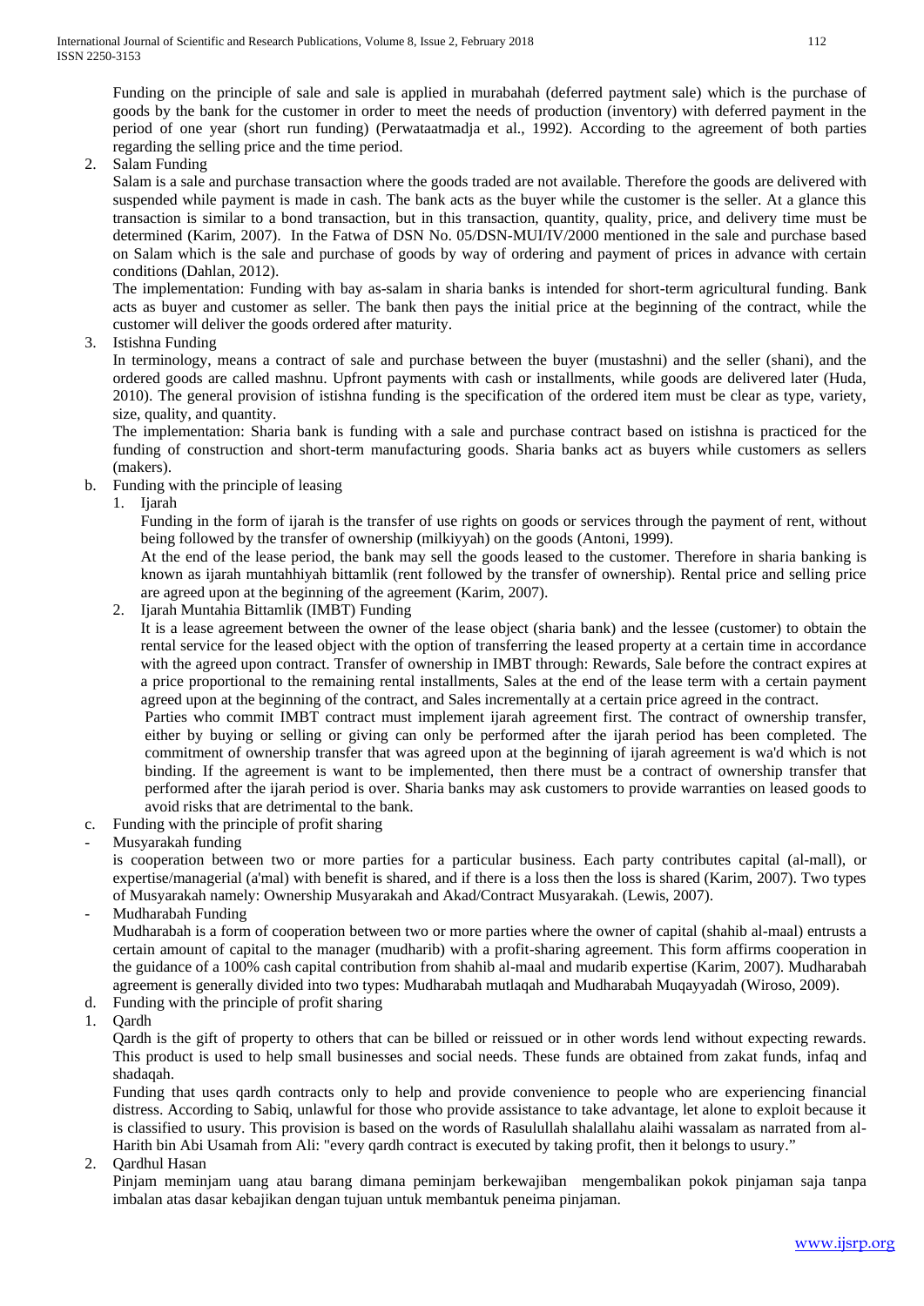Funding on the principle of sale and sale is applied in murabahah (deferred paytment sale) which is the purchase of goods by the bank for the customer in order to meet the needs of production (inventory) with deferred payment in the period of one year (short run funding) (Perwataatmadja et al., 1992). According to the agreement of both parties regarding the selling price and the time period.

2. Salam Funding

   Salam is a sale and purchase transaction where the goods traded are not available. Therefore the goods are delivered with suspended while payment is made in cash. The bank acts as the buyer while the customer is the seller. At a glance this transaction is similar to a bond transaction, but in this transaction, quantity, quality, price, and delivery time must be determined (Karim, 2007). In the Fatwa of DSN No. 05/DSN-MUI/IV/2000 mentioned in the sale and purchase based on Salam which is the sale and purchase of goods by way of ordering and payment of prices in advance with certain conditions (Dahlan, 2012).

   The implementation: Funding with bay as-salam in sharia banks is intended for short-term agricultural funding. Bank acts as buyer and customer as seller. The bank then pays the initial price at the beginning of the contract, while the customer will deliver the goods ordered after maturity.

3. Istishna Funding

   In terminology, means a contract of sale and purchase between the buyer (mustashni) and the seller (shani), and the ordered goods are called mashnu. Upfront payments with cash or installments, while goods are delivered later (Huda, 2010). The general provision of istishna funding is the specification of the ordered item must be clear as type, variety, size, quality, and quantity.

   The implementation: Sharia bank is funding with a sale and purchase contract based on istishna is practiced for the funding of construction and short-term manufacturing goods. Sharia banks act as buyers while customers as sellers (makers).

b. Funding with the principle of leasing

   1. Ijarah

      Funding in the form of ijarah is the transfer of use rights on goods or services through the payment of rent, without being followed by the transfer of ownership (milkiyyah) on the goods (Antoni, 1999).

      At the end of the lease period, the bank may sell the goods leased to the customer. Therefore in sharia banking is known as ijarah muntahhiyah bittamlik (rent followed by the transfer of ownership). Rental price and selling price are agreed upon at the beginning of the agreement (Karim, 2007).

   2. Ijarah Muntahia Bittamlik (IMBT) Funding

      It is a lease agreement between the owner of the lease object (sharia bank) and the lessee (customer) to obtain the rental service for the leased object with the option of transferring the leased property at a certain time in accordance with the agreed upon contract. Transfer of ownership in IMBT through: Rewards, Sale before the contract expires at a price proportional to the remaining rental installments, Sales at the end of the lease term with a certain payment agreed upon at the beginning of the contract, and Sales incrementally at a certain price agreed in the contract.

      Parties who commit IMBT contract must implement ijarah agreement first. The contract of ownership transfer, either by buying or selling or giving can only be performed after the ijarah period has been completed. The commitment of ownership transfer that was agreed upon at the beginning of ijarah agreement is wa'd which is not binding. If the agreement is want to be implemented, then there must be a contract of ownership transfer that performed after the ijarah period is over. Sharia banks may ask customers to provide warranties on leased goods to avoid risks that are detrimental to the bank.

c. Funding with the principle of profit sharing

- Musyarakah funding

  is cooperation between two or more parties for a particular business. Each party contributes capital (al-mall), or expertise/managerial (a'mal) with benefit is shared, and if there is a loss then the loss is shared (Karim, 2007). Two types of Musyarakah namely: Ownership Musyarakah and Akad/Contract Musyarakah. (Lewis, 2007).

- Mudharabah Funding

  Mudharabah is a form of cooperation between two or more parties where the owner of capital (shahib al-maal) entrusts a certain amount of capital to the manager (mudharib) with a profit-sharing agreement. This form affirms cooperation in the guidance of a 100% cash capital contribution from shahib al-maal and mudarib expertise (Karim, 2007). Mudharabah agreement is generally divided into two types: Mudharabah mutlaqah and Mudharabah Muqayyadah (Wiroso, 2009).

d. Funding with the principle of profit sharing

1. Qardh

   Qardh is the gift of property to others that can be billed or reissued or in other words lend without expecting rewards. This product is used to help small businesses and social needs. These funds are obtained from zakat funds, infaq and shadaqah.

   Funding that uses qardh contracts only to help and provide convenience to people who are experiencing financial distress. According to Sabiq, unlawful for those who provide assistance to take advantage, let alone to exploit because it is classified to usury. This provision is based on the words of Rasulullah shalallahu alaihi wassalam as narrated from al-Harith bin Abi Usamah from Ali: "every qardh contract is executed by taking profit, then it belongs to usury."

2. Qardhul Hasan

   Pinjam meminjam uang atau barang dimana peminjam berkewajiban mengembalikan pokok pinjaman saja tanpa imbalan atas dasar kebajikan dengan tujuan untuk membantuk peneima pinjaman.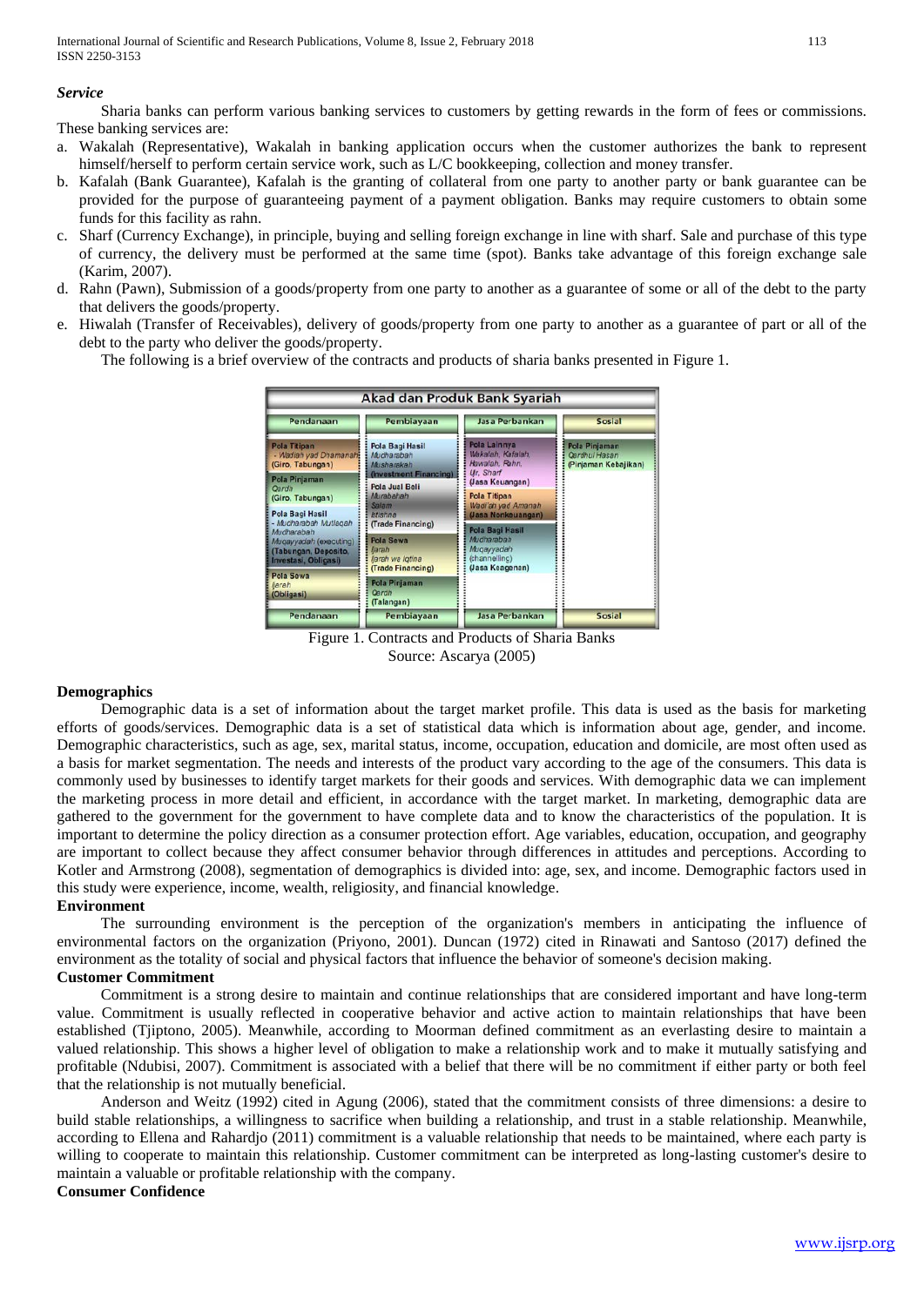### *Service*

Sharia banks can perform various banking services to customers by getting rewards in the form of fees or commissions. These banking services are:

a. Wakalah (Representative), Wakalah in banking application occurs when the customer authorizes the bank to represent himself/herself to perform certain service work, such as L/C bookkeeping, collection and money transfer.
b. Kafalah (Bank Guarantee), Kafalah is the granting of collateral from one party to another party or bank guarantee can be provided for the purpose of guaranteeing payment of a payment obligation. Banks may require customers to obtain some funds for this facility as rahn.
c. Sharf (Currency Exchange), in principle, buying and selling foreign exchange in line with sharf. Sale and purchase of this type of currency, the delivery must be performed at the same time (spot). Banks take advantage of this foreign exchange sale (Karim, 2007).
d. Rahn (Pawn), Submission of a goods/property from one party to another as a guarantee of some or all of the debt to the party that delivers the goods/property.
e. Hiwalah (Transfer of Receivables), delivery of goods/property from one party to another as a guarantee of part or all of the debt to the party who deliver the goods/property.

The following is a brief overview of the contracts and products of sharia banks presented in Figure 1.

| Akad dan Produk Bank Syariah | | | |
|---|---|---|---|
| **Pendanaan** | **Pembiayaan** | **Jasa Perbankan** | **Sosial** |
| Pola Titipan - Wadiah yad Dhamanah (Giro, Tabungan) | Pola Bagi Hasil Mudharabah Musharakah (Investment Financing) | Pola Lainnya Wakalah, Kafalah, Hawalah, Rahn, Ujr, Sharf (Jasa Keuangan) | Pola Pinjaman Qardhul Hasan (Pinjaman Kebajikan) |
| Pola Pinjaman Qardh (Giro, Tabungan) | Pola Jual Beli Murabahah Salam Istishna (Trade Financing) | Pola Titipan Wadi'ah yad Amanah (Jasa Nonkeuangan) | |
| Pola Bagi Hasil - Mudharabah Mutlaqah Mudharabah Muqayyadah (executing) (Tabungan, Deposito, Investasi, Obligasi) | Pola Sewa Ijarah Ijarah wa iqtina (Trade Financing) | Pola Bagi Hasil Mudharabah Muqayyadah (channelling) (Jasa Keagenan) | |
| Pola Sewa Ijarah (Obligasi) | Pola Pinjaman Qardh (Talangan) | | |
| **Pendanaan** | **Pembiayaan** | **Jasa Perbankan** | **Sosial** |

Figure 1. Contracts and Products of Sharia Banks
Source: Ascarya (2005)

### Demographics

Demographic data is a set of information about the target market profile. This data is used as the basis for marketing efforts of goods/services. Demographic data is a set of statistical data which is information about age, gender, and income. Demographic characteristics, such as age, sex, marital status, income, occupation, education and domicile, are most often used as a basis for market segmentation. The needs and interests of the product vary according to the age of the consumers. This data is commonly used by businesses to identify target markets for their goods and services. With demographic data we can implement the marketing process in more detail and efficient, in accordance with the target market. In marketing, demographic data are gathered to the government for the government to have complete data and to know the characteristics of the population. It is important to determine the policy direction as a consumer protection effort. Age variables, education, occupation, and geography are important to collect because they affect consumer behavior through differences in attitudes and perceptions. According to Kotler and Armstrong (2008), segmentation of demographics is divided into: age, sex, and income. Demographic factors used in this study were experience, income, wealth, religiosity, and financial knowledge.

### Environment

The surrounding environment is the perception of the organization's members in anticipating the influence of environmental factors on the organization (Priyono, 2001). Duncan (1972) cited in Rinawati and Santoso (2017) defined the environment as the totality of social and physical factors that influence the behavior of someone's decision making.

### Customer Commitment

Commitment is a strong desire to maintain and continue relationships that are considered important and have long-term value. Commitment is usually reflected in cooperative behavior and active action to maintain relationships that have been established (Tjiptono, 2005). Meanwhile, according to Moorman defined commitment as an everlasting desire to maintain a valued relationship. This shows a higher level of obligation to make a relationship work and to make it mutually satisfying and profitable (Ndubisi, 2007). Commitment is associated with a belief that there will be no commitment if either party or both feel that the relationship is not mutually beneficial.

Anderson and Weitz (1992) cited in Agung (2006), stated that the commitment consists of three dimensions: a desire to build stable relationships, a willingness to sacrifice when building a relationship, and trust in a stable relationship. Meanwhile, according to Ellena and Rahardjo (2011) commitment is a valuable relationship that needs to be maintained, where each party is willing to cooperate to maintain this relationship. Customer commitment can be interpreted as long-lasting customer's desire to maintain a valuable or profitable relationship with the company.

### Consumer Confidence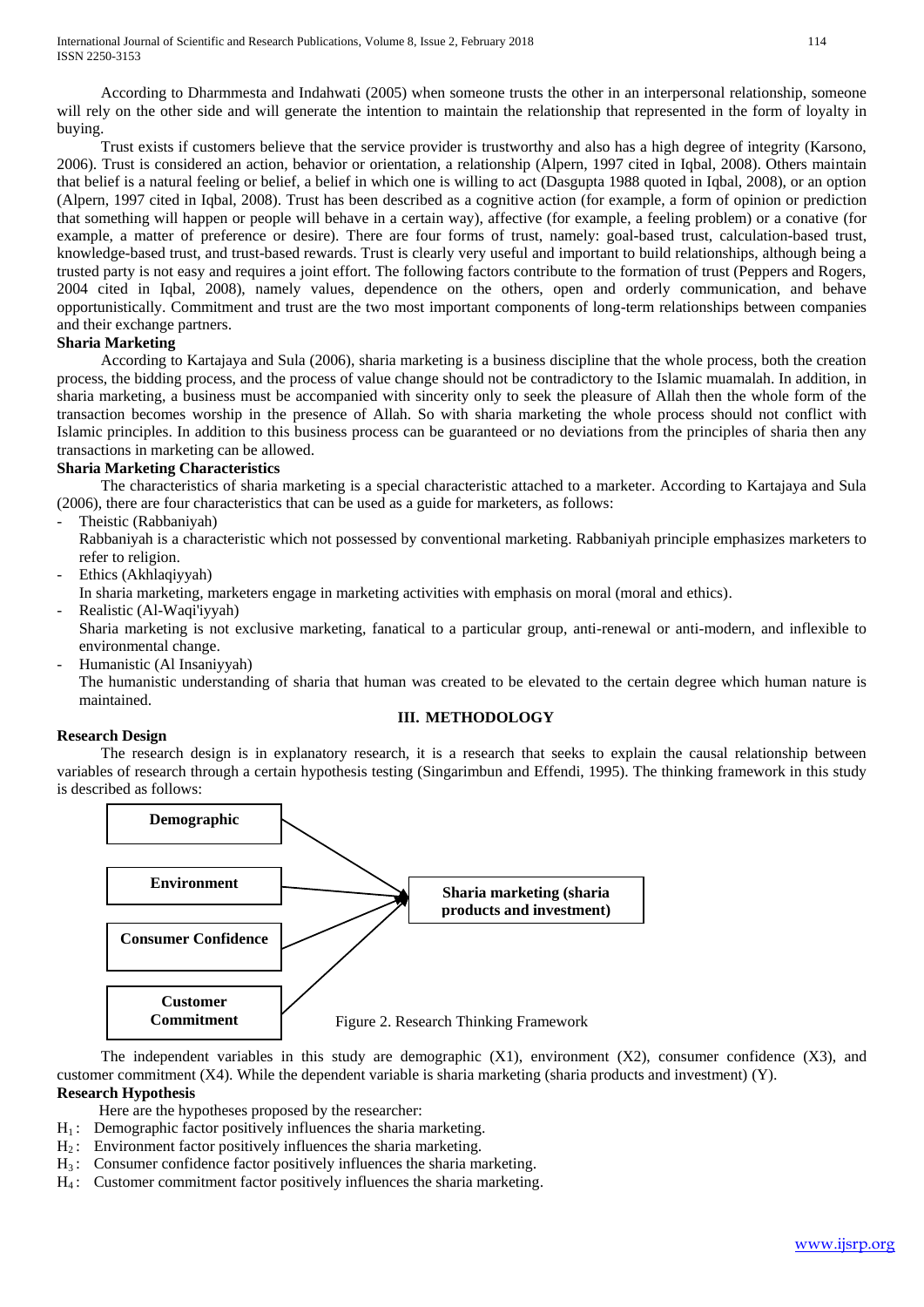According to Dharmmesta and Indahwati (2005) when someone trusts the other in an interpersonal relationship, someone will rely on the other side and will generate the intention to maintain the relationship that represented in the form of loyalty in buying.

Trust exists if customers believe that the service provider is trustworthy and also has a high degree of integrity (Karsono, 2006). Trust is considered an action, behavior or orientation, a relationship (Alpern, 1997 cited in Iqbal, 2008). Others maintain that belief is a natural feeling or belief, a belief in which one is willing to act (Dasgupta 1988 quoted in Iqbal, 2008), or an option (Alpern, 1997 cited in Iqbal, 2008). Trust has been described as a cognitive action (for example, a form of opinion or prediction that something will happen or people will behave in a certain way), affective (for example, a feeling problem) or a conative (for example, a matter of preference or desire). There are four forms of trust, namely: goal-based trust, calculation-based trust, knowledge-based trust, and trust-based rewards. Trust is clearly very useful and important to build relationships, although being a trusted party is not easy and requires a joint effort. The following factors contribute to the formation of trust (Peppers and Rogers, 2004 cited in Iqbal, 2008), namely values, dependence on the others, open and orderly communication, and behave opportunistically. Commitment and trust are the two most important components of long-term relationships between companies and their exchange partners.

**Sharia Marketing**

According to Kartajaya and Sula (2006), sharia marketing is a business discipline that the whole process, both the creation process, the bidding process, and the process of value change should not be contradictory to the Islamic muamalah. In addition, in sharia marketing, a business must be accompanied with sincerity only to seek the pleasure of Allah then the whole form of the transaction becomes worship in the presence of Allah. So with sharia marketing the whole process should not conflict with Islamic principles. In addition to this business process can be guaranteed or no deviations from the principles of sharia then any transactions in marketing can be allowed.

**Sharia Marketing Characteristics**

The characteristics of sharia marketing is a special characteristic attached to a marketer. According to Kartajaya and Sula (2006), there are four characteristics that can be used as a guide for marketers, as follows:

- Theistic (Rabbaniyah)
  Rabbaniyah is a characteristic which not possessed by conventional marketing. Rabbaniyah principle emphasizes marketers to refer to religion.
- Ethics (Akhlaqiyyah)
  In sharia marketing, marketers engage in marketing activities with emphasis on moral (moral and ethics).
- Realistic (Al-Waqi'iyyah)
  Sharia marketing is not exclusive marketing, fanatical to a particular group, anti-renewal or anti-modern, and inflexible to environmental change.
- Humanistic (Al Insaniyyah)
  The humanistic understanding of sharia that human was created to be elevated to the certain degree which human nature is maintained.

## III. METHODOLOGY

**Research Design**

The research design is in explanatory research, it is a research that seeks to explain the causal relationship between variables of research through a certain hypothesis testing (Singarimbun and Effendi, 1995). The thinking framework in this study is described as follows:

**Demographic**

**Environment**

**Consumer Confidence**

**Customer Commitment**

**Sharia marketing (sharia products and investment)**

Figure 2. Research Thinking Framework

The independent variables in this study are demographic (X1), environment (X2), consumer confidence (X3), and customer commitment (X4). While the dependent variable is sharia marketing (sharia products and investment) (Y).

**Research Hypothesis**

Here are the hypotheses proposed by the researcher:

$H_1$ : Demographic factor positively influences the sharia marketing.
$H_2$ : Environment factor positively influences the sharia marketing.
$H_3$ : Consumer confidence factor positively influences the sharia marketing.
$H_4$ : Customer commitment factor positively influences the sharia marketing.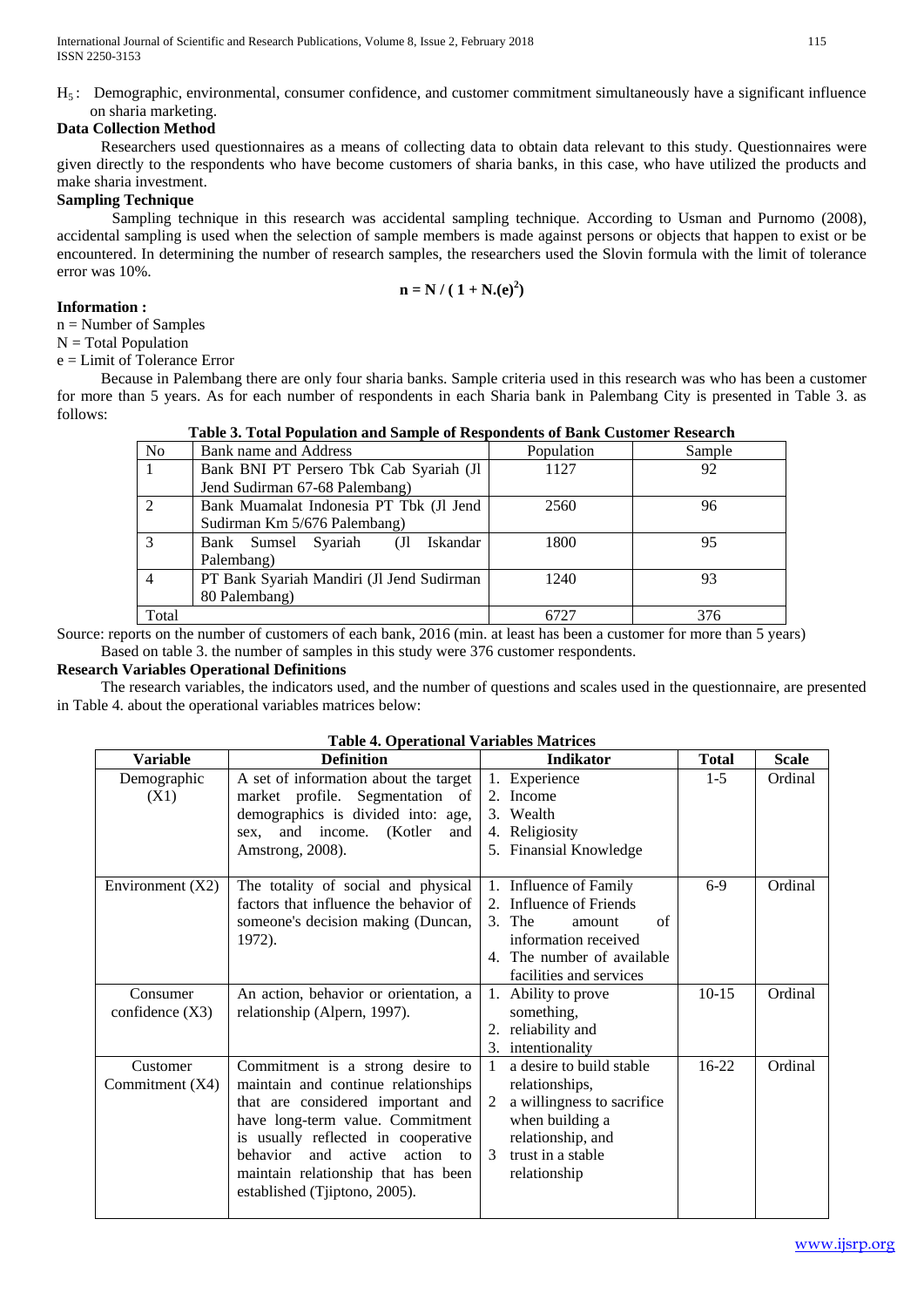$H_5$ : Demographic, environmental, consumer confidence, and customer commitment simultaneously have a significant influence on sharia marketing.

**Data Collection Method**

Researchers used questionnaires as a means of collecting data to obtain data relevant to this study. Questionnaires were given directly to the respondents who have become customers of sharia banks, in this case, who have utilized the products and make sharia investment.

**Sampling Technique**

Sampling technique in this research was accidental sampling technique. According to Usman and Purnomo (2008), accidental sampling is used when the selection of sample members is made against persons or objects that happen to exist or be encountered. In determining the number of research samples, the researchers used the Slovin formula with the limit of tolerance error was 10%.

$$n = N / ( 1 + N.(e)^2)$$

**Information :**

n = Number of Samples
N = Total Population
e = Limit of Tolerance Error

Because in Palembang there are only four sharia banks. Sample criteria used in this research was who has been a customer for more than 5 years. As for each number of respondents in each Sharia bank in Palembang City is presented in Table 3. as follows:

**Table 3. Total Population and Sample of Respondents of Bank Customer Research**

| No | Bank name and Address | Population | Sample |
|---|---|---|---|
| 1 | Bank BNI PT Persero Tbk Cab Syariah (Jl Jend Sudirman 67-68 Palembang) | 1127 | 92 |
| 2 | Bank Muamalat Indonesia PT Tbk (Jl Jend Sudirman Km 5/676 Palembang) | 2560 | 96 |
| 3 | Bank Sumsel Syariah (Jl Iskandar Palembang) | 1800 | 95 |
| 4 | PT Bank Syariah Mandiri (Jl Jend Sudirman 80 Palembang) | 1240 | 93 |
| Total | | 6727 | 376 |

Source: reports on the number of customers of each bank, 2016 (min. at least has been a customer for more than 5 years)

Based on table 3. the number of samples in this study were 376 customer respondents.

**Research Variables Operational Definitions**

The research variables, the indicators used, and the number of questions and scales used in the questionnaire, are presented in Table 4. about the operational variables matrices below:

**Table 4. Operational Variables Matrices**

| Variable | Definition | Indikator | Total | Scale |
|---|---|---|---|---|
| Demographic (X1) | A set of information about the target market profile. Segmentation of demographics is divided into: age, sex, and income. (Kotler and Amstrong, 2008). | 1. Experience<br>2. Income<br>3. Wealth<br>4. Religiosity<br>5. Finansial Knowledge | 1-5 | Ordinal |
| Environment (X2) | The totality of social and physical factors that influence the behavior of someone's decision making (Duncan, 1972). | 1. Influence of Family<br>2. Influence of Friends<br>3. The amount of information received<br>4. The number of available facilities and services | 6-9 | Ordinal |
| Consumer confidence (X3) | An action, behavior or orientation, a relationship (Alpern, 1997). | 1. Ability to prove something,<br>2. reliability and<br>3. intentionality | 10-15 | Ordinal |
| Customer Commitment (X4) | Commitment is a strong desire to maintain and continue relationships that are considered important and have long-term value. Commitment is usually reflected in cooperative behavior and active action to maintain relationship that has been established (Tjiptono, 2005). | 1 a desire to build stable relationships,<br>2 a willingness to sacrifice when building a relationship, and<br>3 trust in a stable relationship | 16-22 | Ordinal |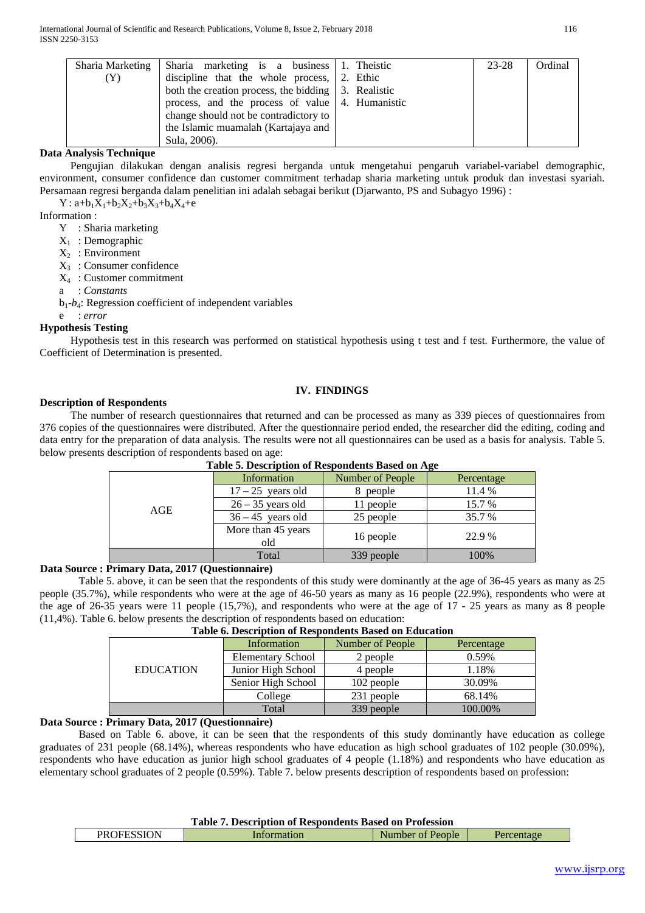| Sharia Marketing (Y) | Sharia marketing is a business discipline that the whole process, both the creation process, the bidding process, and the process of value change should not be contradictory to the Islamic muamalah (Kartajaya and Sula, 2006). | 1. Theistic<br>2. Ethic<br>3. Realistic<br>4. Humanistic | 23-28 | Ordinal |
|---|---|---|---|---|

**Data Analysis Technique**

Pengujian dilakukan dengan analisis regresi berganda untuk mengetahui pengaruh variabel-variabel demographic, environment, consumer confidence dan customer commitment terhadap sharia marketing untuk produk dan investasi syariah. Persamaan regresi berganda dalam penelitian ini adalah sebagai berikut (Djarwanto, PS and Subagyo 1996) :

$Y : a+b_1X_1+b_2X_2+b_3X_3+b_4X_4+e$

Information :

- Y : Sharia marketing
- $X_1$ : Demographic
- $X_2$ : Environment
- $X_3$ : Consumer confidence
- $X_4$ : Customer commitment
- a : *Constants*
- $b_1$-$b_4$: Regression coefficient of independent variables
- e : *error*

**Hypothesis Testing**

Hypothesis test in this research was performed on statistical hypothesis using t test and f test. Furthermore, the value of Coefficient of Determination is presented.

## IV. FINDINGS

**Description of Respondents**

The number of research questionnaires that returned and can be processed as many as 339 pieces of questionnaires from 376 copies of the questionnaires were distributed. After the questionnaire period ended, the researcher did the editing, coding and data entry for the preparation of data analysis. The results were not all questionnaires can be used as a basis for analysis. Table 5. below presents description of respondents based on age:

**Table 5. Description of Respondents Based on Age**

| | Information | Number of People | Percentage |
|---|---|---|---|
| AGE | 17 – 25 years old | 8 people | 11.4 % |
| | 26 – 35 years old | 11 people | 15.7 % |
| | 36 – 45 years old | 25 people | 35.7 % |
| | More than 45 years old | 16 people | 22.9 % |
| | Total | 339 people | 100% |

**Data Source : Primary Data, 2017 (Questionnaire)**

Table 5. above, it can be seen that the respondents of this study were dominantly at the age of 36-45 years as many as 25 people (35.7%), while respondents who were at the age of 46-50 years as many as 16 people (22.9%), respondents who were at the age of 26-35 years were 11 people (15,7%), and respondents who were at the age of 17 - 25 years as many as 8 people (11,4%). Table 6. below presents the description of respondents based on education:

**Table 6. Description of Respondents Based on Education**

| | Information | Number of People | Percentage |
|---|---|---|---|
| EDUCATION | Elementary School | 2 people | 0.59% |
| | Junior High School | 4 people | 1.18% |
| | Senior High School | 102 people | 30.09% |
| | College | 231 people | 68.14% |
| | Total | 339 people | 100.00% |

**Data Source : Primary Data, 2017 (Questionnaire)**

Based on Table 6. above, it can be seen that the respondents of this study dominantly have education as college graduates of 231 people (68.14%), whereas respondents who have education as high school graduates of 102 people (30.09%), respondents who have education as junior high school graduates of 4 people (1.18%) and respondents who have education as elementary school graduates of 2 people (0.59%). Table 7. below presents description of respondents based on profession:

**Table 7. Description of Respondents Based on Profession**

| PROFESSION | Information | Number of People | Percentage |
|---|---|---|---|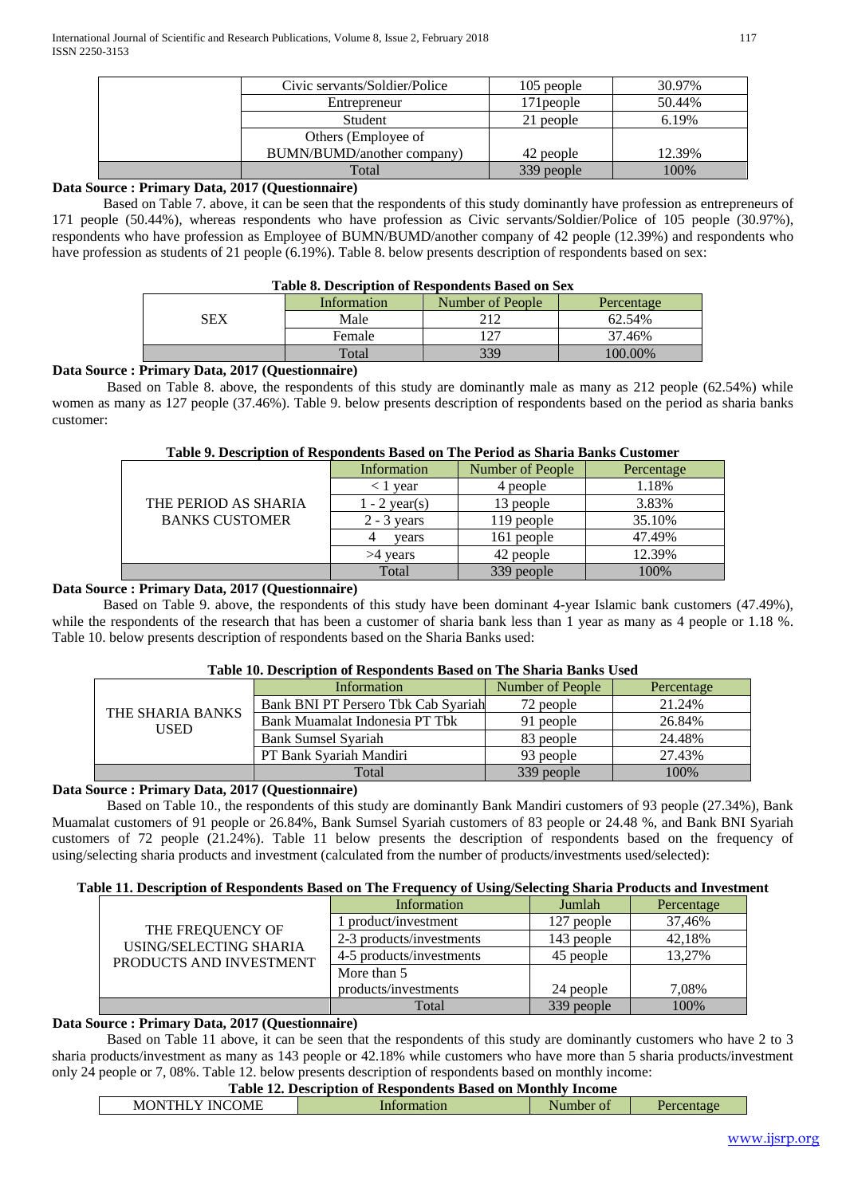| | Civic servants/Soldier/Police | 105 people | 30.97% |
|---|---|---|---|
| | Entrepreneur | 171people | 50.44% |
| | Student | 21 people | 6.19% |
| | Others (Employee of BUMN/BUMD/another company) | 42 people | 12.39% |
| | Total | 339 people | 100% |

**Data Source : Primary Data, 2017 (Questionnaire)**

Based on Table 7. above, it can be seen that the respondents of this study dominantly have profession as entrepreneurs of 171 people (50.44%), whereas respondents who have profession as Civic servants/Soldier/Police of 105 people (30.97%), respondents who have profession as Employee of BUMN/BUMD/another company of 42 people (12.39%) and respondents who have profession as students of 21 people (6.19%). Table 8. below presents description of respondents based on sex:

**Table 8. Description of Respondents Based on Sex**

| | Information | Number of People | Percentage |
|---|---|---|---|
| SEX | Male | 212 | 62.54% |
| | Female | 127 | 37.46% |
| | Total | 339 | 100.00% |

**Data Source : Primary Data, 2017 (Questionnaire)**

Based on Table 8. above, the respondents of this study are dominantly male as many as 212 people (62.54%) while women as many as 127 people (37.46%). Table 9. below presents description of respondents based on the period as sharia banks customer:

**Table 9. Description of Respondents Based on The Period as Sharia Banks Customer**

| | Information | Number of People | Percentage |
|---|---|---|---|
| THE PERIOD AS SHARIA BANKS CUSTOMER | < 1 year | 4 people | 1.18% |
| | 1 - 2 year(s) | 13 people | 3.83% |
| | 2 - 3 years | 119 people | 35.10% |
| | 4 years | 161 people | 47.49% |
| | >4 years | 42 people | 12.39% |
| | Total | 339 people | 100% |

**Data Source : Primary Data, 2017 (Questionnaire)**

Based on Table 9. above, the respondents of this study have been dominant 4-year Islamic bank customers (47.49%), while the respondents of the research that has been a customer of sharia bank less than 1 year as many as 4 people or 1.18 %. Table 10. below presents description of respondents based on the Sharia Banks used:

**Table 10. Description of Respondents Based on The Sharia Banks Used**

| | Information | Number of People | Percentage |
|---|---|---|---|
| THE SHARIA BANKS USED | Bank BNI PT Persero Tbk Cab Syariah | 72 people | 21.24% |
| | Bank Muamalat Indonesia PT Tbk | 91 people | 26.84% |
| | Bank Sumsel Syariah | 83 people | 24.48% |
| | PT Bank Syariah Mandiri | 93 people | 27.43% |
| | Total | 339 people | 100% |

**Data Source : Primary Data, 2017 (Questionnaire)**

Based on Table 10., the respondents of this study are dominantly Bank Mandiri customers of 93 people (27.34%), Bank Muamalat customers of 91 people or 26.84%, Bank Sumsel Syariah customers of 83 people or 24.48 %, and Bank BNI Syariah customers of 72 people (21.24%). Table 11 below presents the description of respondents based on the frequency of using/selecting sharia products and investment (calculated from the number of products/investments used/selected):

**Table 11. Description of Respondents Based on The Frequency of Using/Selecting Sharia Products and Investment**

| | Information | Jumlah | Percentage |
|---|---|---|---|
| THE FREQUENCY OF USING/SELECTING SHARIA PRODUCTS AND INVESTMENT | 1 product/investment | 127 people | 37,46% |
| | 2-3 products/investments | 143 people | 42,18% |
| | 4-5 products/investments | 45 people | 13,27% |
| | More than 5 products/investments | 24 people | 7,08% |
| | Total | 339 people | 100% |

**Data Source : Primary Data, 2017 (Questionnaire)**

Based on Table 11 above, it can be seen that the respondents of this study are dominantly customers who have 2 to 3 sharia products/investment as many as 143 people or 42.18% while customers who have more than 5 sharia products/investment only 24 people or 7, 08%. Table 12. below presents description of respondents based on monthly income:

**Table 12. Description of Respondents Based on Monthly Income**

| MONTHLY INCOME | Information | Number of | Percentage |
|---|---|---|---|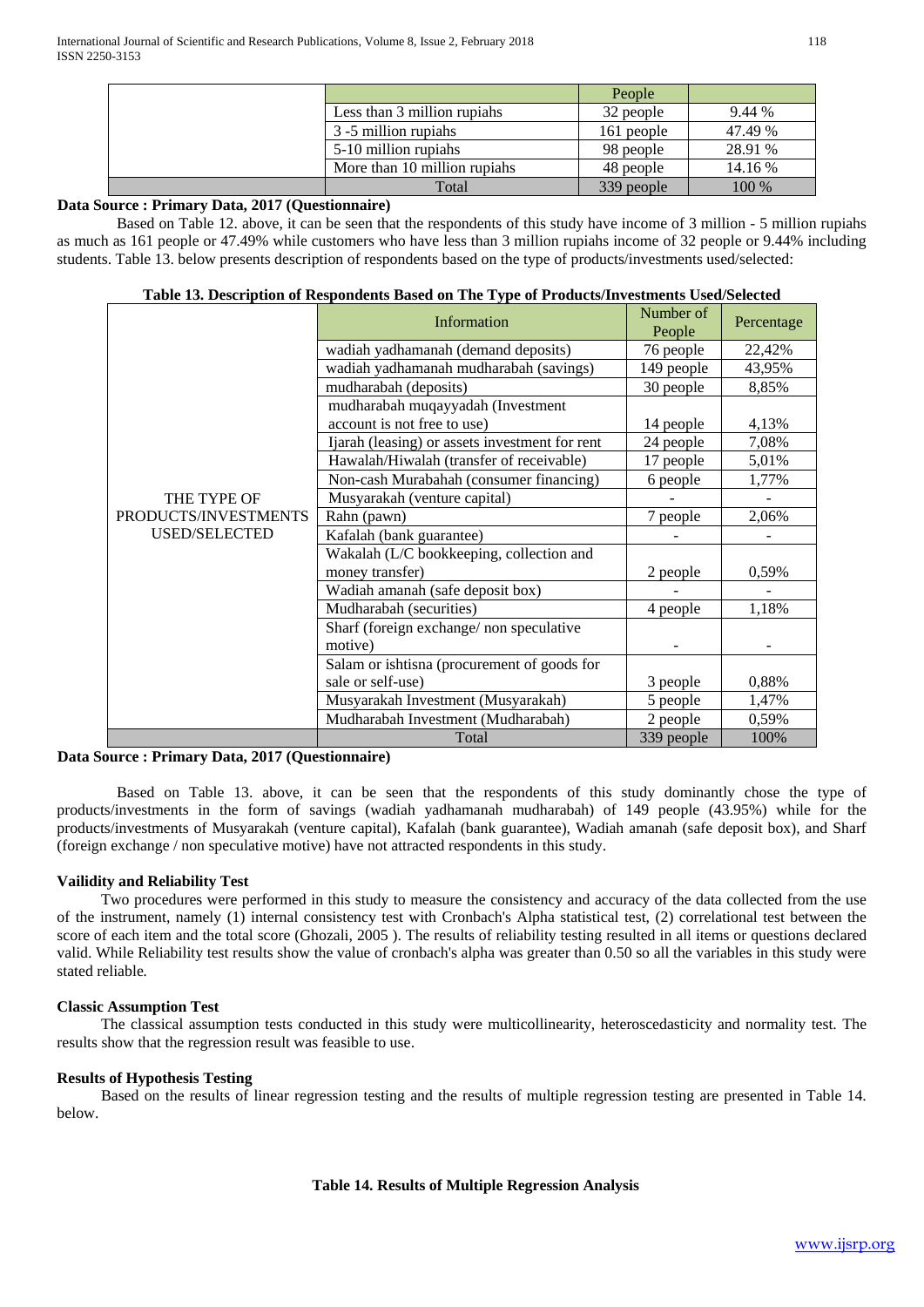|  |  | People |  |
|---|---|---|---|
|  | Less than 3 million rupiahs | 32 people | 9.44 % |
|  | 3 -5 million rupiahs | 161 people | 47.49 % |
|  | 5-10 million rupiahs | 98 people | 28.91 % |
|  | More than 10 million rupiahs | 48 people | 14.16 % |
|  | Total | 339 people | 100 % |

**Data Source : Primary Data, 2017 (Questionnaire)**

Based on Table 12. above, it can be seen that the respondents of this study have income of 3 million - 5 million rupiahs as much as 161 people or 47.49% while customers who have less than 3 million rupiahs income of 32 people or 9.44% including students. Table 13. below presents description of respondents based on the type of products/investments used/selected:

**Table 13. Description of Respondents Based on The Type of Products/Investments Used/Selected**

|  | Information | Number of People | Percentage |
|---|---|---|---|
| THE TYPE OF PRODUCTS/INVESTMENTS USED/SELECTED | wadiah yadhamanah (demand deposits) | 76 people | 22,42% |
|  | wadiah yadhamanah mudharabah (savings) | 149 people | 43,95% |
|  | mudharabah (deposits) | 30 people | 8,85% |
|  | mudharabah muqayyadah (Investment account is not free to use) | 14 people | 4,13% |
|  | Ijarah (leasing) or assets investment for rent | 24 people | 7,08% |
|  | Hawalah/Hiwalah (transfer of receivable) | 17 people | 5,01% |
|  | Non-cash Murabahah (consumer financing) | 6 people | 1,77% |
|  | Musyarakah (venture capital) | - | - |
|  | Rahn (pawn) | 7 people | 2,06% |
|  | Kafalah (bank guarantee) | - | - |
|  | Wakalah (L/C bookkeeping, collection and money transfer) | 2 people | 0,59% |
|  | Wadiah amanah (safe deposit box) | - | - |
|  | Mudharabah (securities) | 4 people | 1,18% |
|  | Sharf (foreign exchange/ non speculative motive) | - | - |
|  | Salam or ishtisna (procurement of goods for sale or self-use) | 3 people | 0,88% |
|  | Musyarakah Investment (Musyarakah) | 5 people | 1,47% |
|  | Mudharabah Investment (Mudharabah) | 2 people | 0,59% |
|  | Total | 339 people | 100% |

**Data Source : Primary Data, 2017 (Questionnaire)**

Based on Table 13. above, it can be seen that the respondents of this study dominantly chose the type of products/investments in the form of savings (wadiah yadhamanah mudharabah) of 149 people (43.95%) while for the products/investments of Musyarakah (venture capital), Kafalah (bank guarantee), Wadiah amanah (safe deposit box), and Sharf (foreign exchange / non speculative motive) have not attracted respondents in this study.

**Vailidity and Reliability Test**

Two procedures were performed in this study to measure the consistency and accuracy of the data collected from the use of the instrument, namely (1) internal consistency test with Cronbach's Alpha statistical test, (2) correlational test between the score of each item and the total score (Ghozali, 2005 ). The results of reliability testing resulted in all items or questions declared valid. While Reliability test results show the value of cronbach's alpha was greater than 0.50 so all the variables in this study were stated reliable.

**Classic Assumption Test**

The classical assumption tests conducted in this study were multicollinearity, heteroscedasticity and normality test. The results show that the regression result was feasible to use.

**Results of Hypothesis Testing**

Based on the results of linear regression testing and the results of multiple regression testing are presented in Table 14. below.

**Table 14. Results of Multiple Regression Analysis**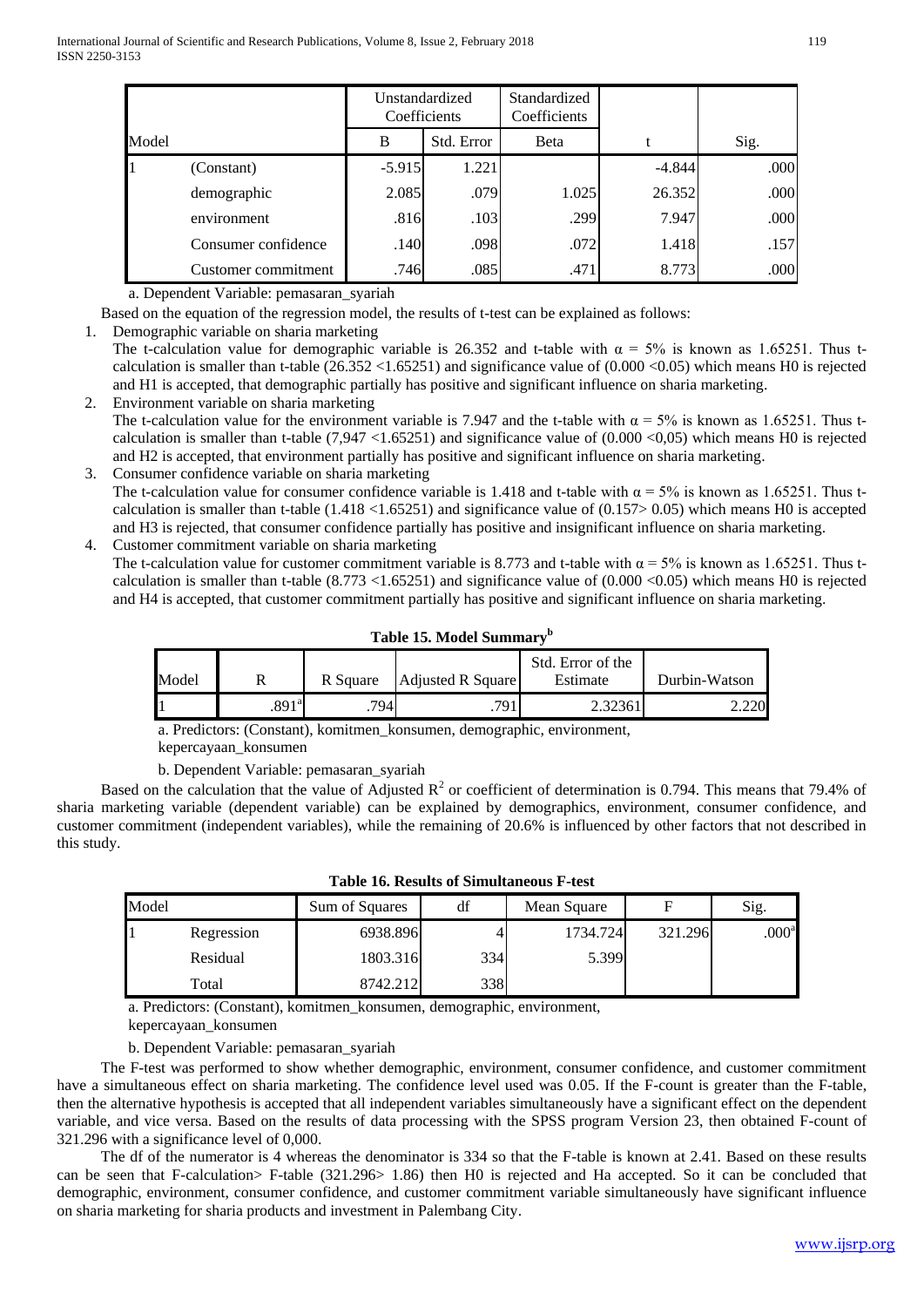| Model | | Unstandardized Coefficients | | Standardized Coefficients | t | Sig. |
|---|---|---|---|---|---|---|
| | | B | Std. Error | Beta | | |
| 1 | (Constant) | -5.915 | 1.221 | | -4.844 | .000 |
| | demographic | 2.085 | .079 | 1.025 | 26.352 | .000 |
| | environment | .816 | .103 | .299 | 7.947 | .000 |
| | Consumer confidence | .140 | .098 | .072 | 1.418 | .157 |
| | Customer commitment | .746 | .085 | .471 | 8.773 | .000 |

a. Dependent Variable: pemasaran_syariah

Based on the equation of the regression model, the results of t-test can be explained as follows:

1. Demographic variable on sharia marketing
   The t-calculation value for demographic variable is 26.352 and t-table with $\alpha = 5\%$ is known as 1.65251. Thus t-calculation is smaller than t-table (26.352 <1.65251) and significance value of (0.000 <0.05) which means H0 is rejected and H1 is accepted, that demographic partially has positive and significant influence on sharia marketing.
2. Environment variable on sharia marketing
   The t-calculation value for the environment variable is 7.947 and the t-table with $\alpha = 5\%$ is known as 1.65251. Thus t-calculation is smaller than t-table (7,947 <1.65251) and significance value of (0.000 <0,05) which means H0 is rejected and H2 is accepted, that environment partially has positive and significant influence on sharia marketing.
3. Consumer confidence variable on sharia marketing
   The t-calculation value for consumer confidence variable is 1.418 and t-table with $\alpha = 5\%$ is known as 1.65251. Thus t-calculation is smaller than t-table (1.418 <1.65251) and significance value of (0.157> 0.05) which means H0 is accepted and H3 is rejected, that consumer confidence partially has positive and insignificant influence on sharia marketing.
4. Customer commitment variable on sharia marketing
   The t-calculation value for customer commitment variable is 8.773 and t-table with $\alpha = 5\%$ is known as 1.65251. Thus t-calculation is smaller than t-table (8.773 <1.65251) and significance value of (0.000 <0.05) which means H0 is rejected and H4 is accepted, that customer commitment partially has positive and significant influence on sharia marketing.

**Table 15. Model Summary[b]**

| Model | R | R Square | Adjusted R Square | Std. Error of the Estimate | Durbin-Watson |
|---|---|---|---|---|---|
| 1 | .891[a] | .794 | .791 | 2.32361 | 2.220 |

a. Predictors: (Constant), komitmen_konsumen, demographic, environment, kepercayaan_konsumen

b. Dependent Variable: pemasaran_syariah

Based on the calculation that the value of Adjusted $R^2$ or coefficient of determination is 0.794. This means that 79.4% of sharia marketing variable (dependent variable) can be explained by demographics, environment, consumer confidence, and customer commitment (independent variables), while the remaining of 20.6% is influenced by other factors that not described in this study.

**Table 16. Results of Simultaneous F-test**

| Model | | Sum of Squares | df | Mean Square | F | Sig. |
|---|---|---|---|---|---|---|
| 1 | Regression | 6938.896 | 4 | 1734.724 | 321.296 | .000[a] |
| | Residual | 1803.316 | 334 | 5.399 | | |
| | Total | 8742.212 | 338 | | | |

a. Predictors: (Constant), komitmen_konsumen, demographic, environment, kepercayaan_konsumen

b. Dependent Variable: pemasaran_syariah

The F-test was performed to show whether demographic, environment, consumer confidence, and customer commitment have a simultaneous effect on sharia marketing. The confidence level used was 0.05. If the F-count is greater than the F-table, then the alternative hypothesis is accepted that all independent variables simultaneously have a significant effect on the dependent variable, and vice versa. Based on the results of data processing with the SPSS program Version 23, then obtained F-count of 321.296 with a significance level of 0,000.

The df of the numerator is 4 whereas the denominator is 334 so that the F-table is known at 2.41. Based on these results can be seen that F-calculation> F-table (321.296> 1.86) then H0 is rejected and Ha accepted. So it can be concluded that demographic, environment, consumer confidence, and customer commitment variable simultaneously have significant influence on sharia marketing for sharia products and investment in Palembang City.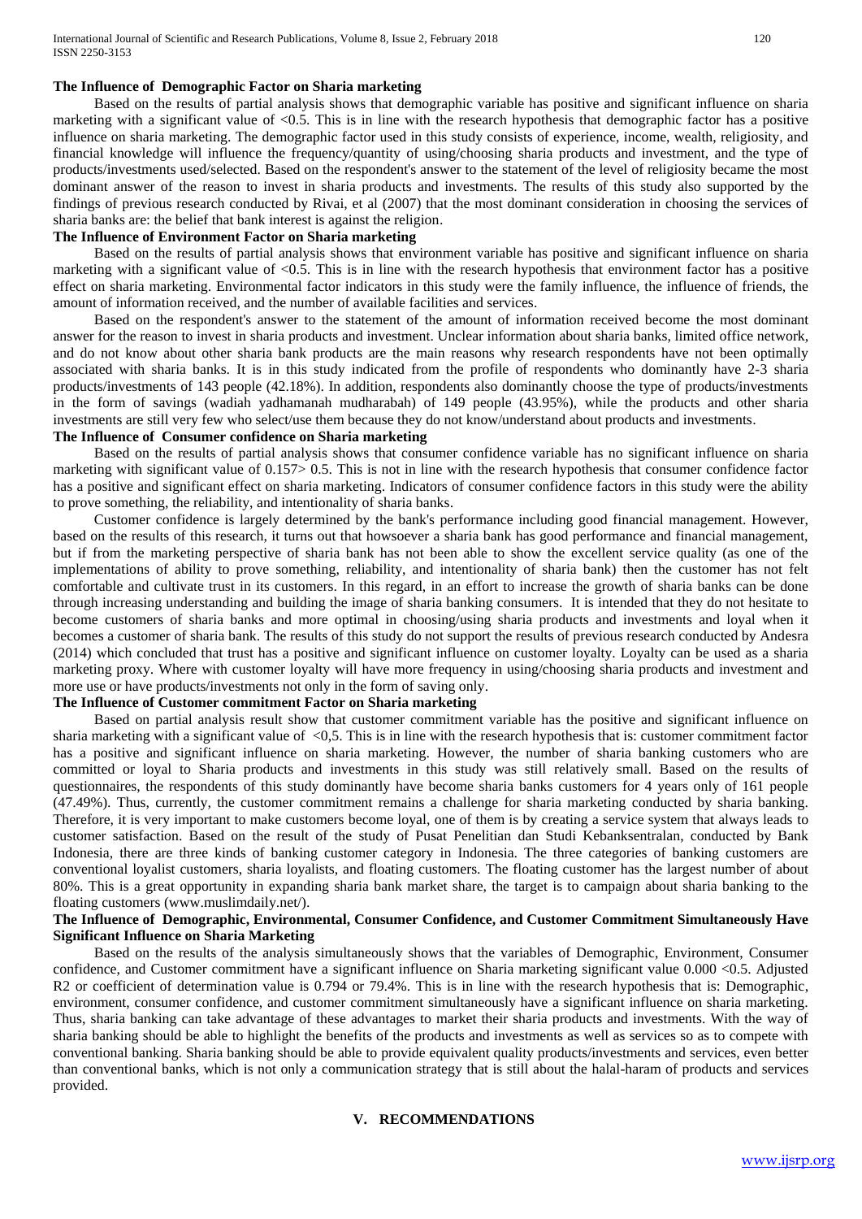**The Influence of Demographic Factor on Sharia marketing**

Based on the results of partial analysis shows that demographic variable has positive and significant influence on sharia marketing with a significant value of <0.5. This is in line with the research hypothesis that demographic factor has a positive influence on sharia marketing. The demographic factor used in this study consists of experience, income, wealth, religiosity, and financial knowledge will influence the frequency/quantity of using/choosing sharia products and investment, and the type of products/investments used/selected. Based on the respondent's answer to the statement of the level of religiosity became the most dominant answer of the reason to invest in sharia products and investments. The results of this study also supported by the findings of previous research conducted by Rivai, et al (2007) that the most dominant consideration in choosing the services of sharia banks are: the belief that bank interest is against the religion.

**The Influence of Environment Factor on Sharia marketing**

Based on the results of partial analysis shows that environment variable has positive and significant influence on sharia marketing with a significant value of <0.5. This is in line with the research hypothesis that environment factor has a positive effect on sharia marketing. Environmental factor indicators in this study were the family influence, the influence of friends, the amount of information received, and the number of available facilities and services.

Based on the respondent's answer to the statement of the amount of information received become the most dominant answer for the reason to invest in sharia products and investment. Unclear information about sharia banks, limited office network, and do not know about other sharia bank products are the main reasons why research respondents have not been optimally associated with sharia banks. It is in this study indicated from the profile of respondents who dominantly have 2-3 sharia products/investments of 143 people (42.18%). In addition, respondents also dominantly choose the type of products/investments in the form of savings (wadiah yadhamanah mudharabah) of 149 people (43.95%), while the products and other sharia investments are still very few who select/use them because they do not know/understand about products and investments.

**The Influence of Consumer confidence on Sharia marketing**

Based on the results of partial analysis shows that consumer confidence variable has no significant influence on sharia marketing with significant value of 0.157> 0.5. This is not in line with the research hypothesis that consumer confidence factor has a positive and significant effect on sharia marketing. Indicators of consumer confidence factors in this study were the ability to prove something, the reliability, and intentionality of sharia banks.

Customer confidence is largely determined by the bank's performance including good financial management. However, based on the results of this research, it turns out that howsoever a sharia bank has good performance and financial management, but if from the marketing perspective of sharia bank has not been able to show the excellent service quality (as one of the implementations of ability to prove something, reliability, and intentionality of sharia bank) then the customer has not felt comfortable and cultivate trust in its customers. In this regard, in an effort to increase the growth of sharia banks can be done through increasing understanding and building the image of sharia banking consumers. It is intended that they do not hesitate to become customers of sharia banks and more optimal in choosing/using sharia products and investments and loyal when it becomes a customer of sharia bank. The results of this study do not support the results of previous research conducted by Andesra (2014) which concluded that trust has a positive and significant influence on customer loyalty. Loyalty can be used as a sharia marketing proxy. Where with customer loyalty will have more frequency in using/choosing sharia products and investment and more use or have products/investments not only in the form of saving only.

**The Influence of Customer commitment Factor on Sharia marketing**

Based on partial analysis result show that customer commitment variable has the positive and significant influence on sharia marketing with a significant value of <0,5. This is in line with the research hypothesis that is: customer commitment factor has a positive and significant influence on sharia marketing. However, the number of sharia banking customers who are committed or loyal to Sharia products and investments in this study was still relatively small. Based on the results of questionnaires, the respondents of this study dominantly have become sharia banks customers for 4 years only of 161 people (47.49%). Thus, currently, the customer commitment remains a challenge for sharia marketing conducted by sharia banking. Therefore, it is very important to make customers become loyal, one of them is by creating a service system that always leads to customer satisfaction. Based on the result of the study of Pusat Penelitian dan Studi Kebanksentralan, conducted by Bank Indonesia, there are three kinds of banking customer category in Indonesia. The three categories of banking customers are conventional loyalist customers, sharia loyalists, and floating customers. The floating customer has the largest number of about 80%. This is a great opportunity in expanding sharia bank market share, the target is to campaign about sharia banking to the floating customers (www.muslimdaily.net/).

**The Influence of Demographic, Environmental, Consumer Confidence, and Customer Commitment Simultaneously Have Significant Influence on Sharia Marketing**

Based on the results of the analysis simultaneously shows that the variables of Demographic, Environment, Consumer confidence, and Customer commitment have a significant influence on Sharia marketing significant value 0.000 <0.5. Adjusted R2 or coefficient of determination value is 0.794 or 79.4%. This is in line with the research hypothesis that is: Demographic, environment, consumer confidence, and customer commitment simultaneously have a significant influence on sharia marketing. Thus, sharia banking can take advantage of these advantages to market their sharia products and investments. With the way of sharia banking should be able to highlight the benefits of the products and investments as well as services so as to compete with conventional banking. Sharia banking should be able to provide equivalent quality products/investments and services, even better than conventional banks, which is not only a communication strategy that is still about the halal-haram of products and services provided.

## V. RECOMMENDATIONS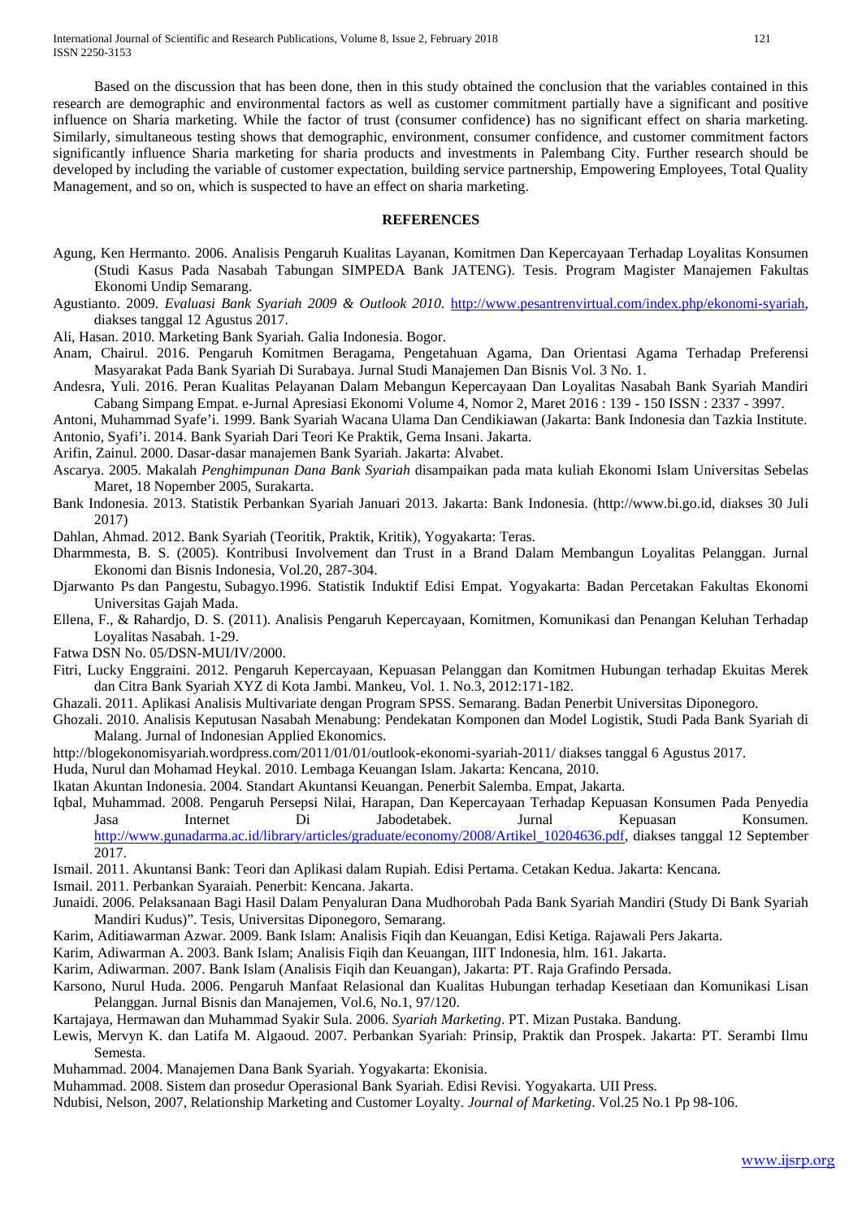Based on the discussion that has been done, then in this study obtained the conclusion that the variables contained in this research are demographic and environmental factors as well as customer commitment partially have a significant and positive influence on Sharia marketing. While the factor of trust (consumer confidence) has no significant effect on sharia marketing. Similarly, simultaneous testing shows that demographic, environment, consumer confidence, and customer commitment factors significantly influence Sharia marketing for sharia products and investments in Palembang City. Further research should be developed by including the variable of customer expectation, building service partnership, Empowering Employees, Total Quality Management, and so on, which is suspected to have an effect on sharia marketing.

## REFERENCES

Agung, Ken Hermanto. 2006. Analisis Pengaruh Kualitas Layanan, Komitmen Dan Kepercayaan Terhadap Loyalitas Konsumen (Studi Kasus Pada Nasabah Tabungan SIMPEDA Bank JATENG). Tesis. Program Magister Manajemen Fakultas Ekonomi Undip Semarang.

Agustianto. 2009. *Evaluasi Bank Syariah 2009 & Outlook 2010.* http://www.pesantrenvirtual.com/index.php/ekonomi-syariah, diakses tanggal 12 Agustus 2017.

Ali, Hasan. 2010. Marketing Bank Syariah. Galia Indonesia. Bogor.

Anam, Chairul. 2016. Pengaruh Komitmen Beragama, Pengetahuan Agama, Dan Orientasi Agama Terhadap Preferensi Masyarakat Pada Bank Syariah Di Surabaya. Jurnal Studi Manajemen Dan Bisnis Vol. 3 No. 1.

Andesra, Yuli. 2016. Peran Kualitas Pelayanan Dalam Mebangun Kepercayaan Dan Loyalitas Nasabah Bank Syariah Mandiri Cabang Simpang Empat. e-Jurnal Apresiasi Ekonomi Volume 4, Nomor 2, Maret 2016 : 139 - 150 ISSN : 2337 - 3997.

Antoni, Muhammad Syafe'i. 1999. Bank Syariah Wacana Ulama Dan Cendikiawan (Jakarta: Bank Indonesia dan Tazkia Institute.

Antonio, Syafi'i. 2014. Bank Syariah Dari Teori Ke Praktik, Gema Insani. Jakarta.

Arifin, Zainul. 2000. Dasar-dasar manajemen Bank Syariah. Jakarta: Alvabet.

Ascarya. 2005. Makalah *Penghimpunan Dana Bank Syariah* disampaikan pada mata kuliah Ekonomi Islam Universitas Sebelas Maret, 18 Nopember 2005, Surakarta.

Bank Indonesia. 2013. Statistik Perbankan Syariah Januari 2013. Jakarta: Bank Indonesia. (http://www.bi.go.id, diakses 30 Juli 2017)

Dahlan, Ahmad. 2012. Bank Syariah (Teoritik, Praktik, Kritik), Yogyakarta: Teras.

Dharmmesta, B. S. (2005). Kontribusi Involvement dan Trust in a Brand Dalam Membangun Loyalitas Pelanggan. Jurnal Ekonomi dan Bisnis Indonesia, Vol.20, 287-304.

Djarwanto Ps dan Pangestu, Subagyo.1996. Statistik Induktif Edisi Empat. Yogyakarta: Badan Percetakan Fakultas Ekonomi Universitas Gajah Mada.

Ellena, F., & Rahardjo, D. S. (2011). Analisis Pengaruh Kepercayaan, Komitmen, Komunikasi dan Penangan Keluhan Terhadap Loyalitas Nasabah. 1-29.

Fatwa DSN No. 05/DSN-MUI/IV/2000.

Fitri, Lucky Enggraini. 2012. Pengaruh Kepercayaan, Kepuasan Pelanggan dan Komitmen Hubungan terhadap Ekuitas Merek dan Citra Bank Syariah XYZ di Kota Jambi. Mankeu, Vol. 1. No.3, 2012:171-182.

Ghazali. 2011. Aplikasi Analisis Multivariate dengan Program SPSS. Semarang. Badan Penerbit Universitas Diponegoro.

Ghozali. 2010. Analisis Keputusan Nasabah Menabung: Pendekatan Komponen dan Model Logistik, Studi Pada Bank Syariah di Malang. Jurnal of Indonesian Applied Ekonomics.

http://blogekonomisyariah.wordpress.com/2011/01/01/outlook-ekonomi-syariah-2011/ diakses tanggal 6 Agustus 2017.

Huda, Nurul dan Mohamad Heykal. 2010. Lembaga Keuangan Islam. Jakarta: Kencana, 2010.

Ikatan Akuntan Indonesia. 2004. Standart Akuntansi Keuangan. Penerbit Salemba. Empat, Jakarta.

Iqbal, Muhammad. 2008. Pengaruh Persepsi Nilai, Harapan, Dan Kepercayaan Terhadap Kepuasan Konsumen Pada Penyedia Jasa Internet Di Jabodetabek. Jurnal Kepuasan Konsumen. http://www.gunadarma.ac.id/library/articles/graduate/economy/2008/Artikel_10204636.pdf, diakses tanggal 12 September 2017.

Ismail. 2011. Akuntansi Bank: Teori dan Aplikasi dalam Rupiah. Edisi Pertama. Cetakan Kedua. Jakarta: Kencana.

Ismail. 2011. Perbankan Syaraiah. Penerbit: Kencana. Jakarta.

Junaidi. 2006. Pelaksanaan Bagi Hasil Dalam Penyaluran Dana Mudhorobah Pada Bank Syariah Mandiri (Study Di Bank Syariah Mandiri Kudus)". Tesis, Universitas Diponegoro, Semarang.

Karim, Aditiawarman Azwar. 2009. Bank Islam: Analisis Fiqih dan Keuangan, Edisi Ketiga. Rajawali Pers Jakarta.

Karim, Adiwarman A. 2003. Bank Islam; Analisis Fiqih dan Keuangan, IIIT Indonesia, hlm. 161. Jakarta.

Karim, Adiwarman. 2007. Bank Islam (Analisis Fiqih dan Keuangan), Jakarta: PT. Raja Grafindo Persada.

Karsono, Nurul Huda. 2006. Pengaruh Manfaat Relasional dan Kualitas Hubungan terhadap Kesetiaan dan Komunikasi Lisan Pelanggan. Jurnal Bisnis dan Manajemen, Vol.6, No.1, 97/120.

Kartajaya, Hermawan dan Muhammad Syakir Sula. 2006. *Syariah Marketing*. PT. Mizan Pustaka. Bandung.

Lewis, Mervyn K. dan Latifa M. Algaoud. 2007. Perbankan Syariah: Prinsip, Praktik dan Prospek. Jakarta: PT. Serambi Ilmu Semesta.

Muhammad. 2004. Manajemen Dana Bank Syariah. Yogyakarta: Ekonisia.

Muhammad. 2008. Sistem dan prosedur Operasional Bank Syariah. Edisi Revisi. Yogyakarta. UII Press.

Ndubisi, Nelson, 2007, Relationship Marketing and Customer Loyalty. *Journal of Marketing*. Vol.25 No.1 Pp 98-106.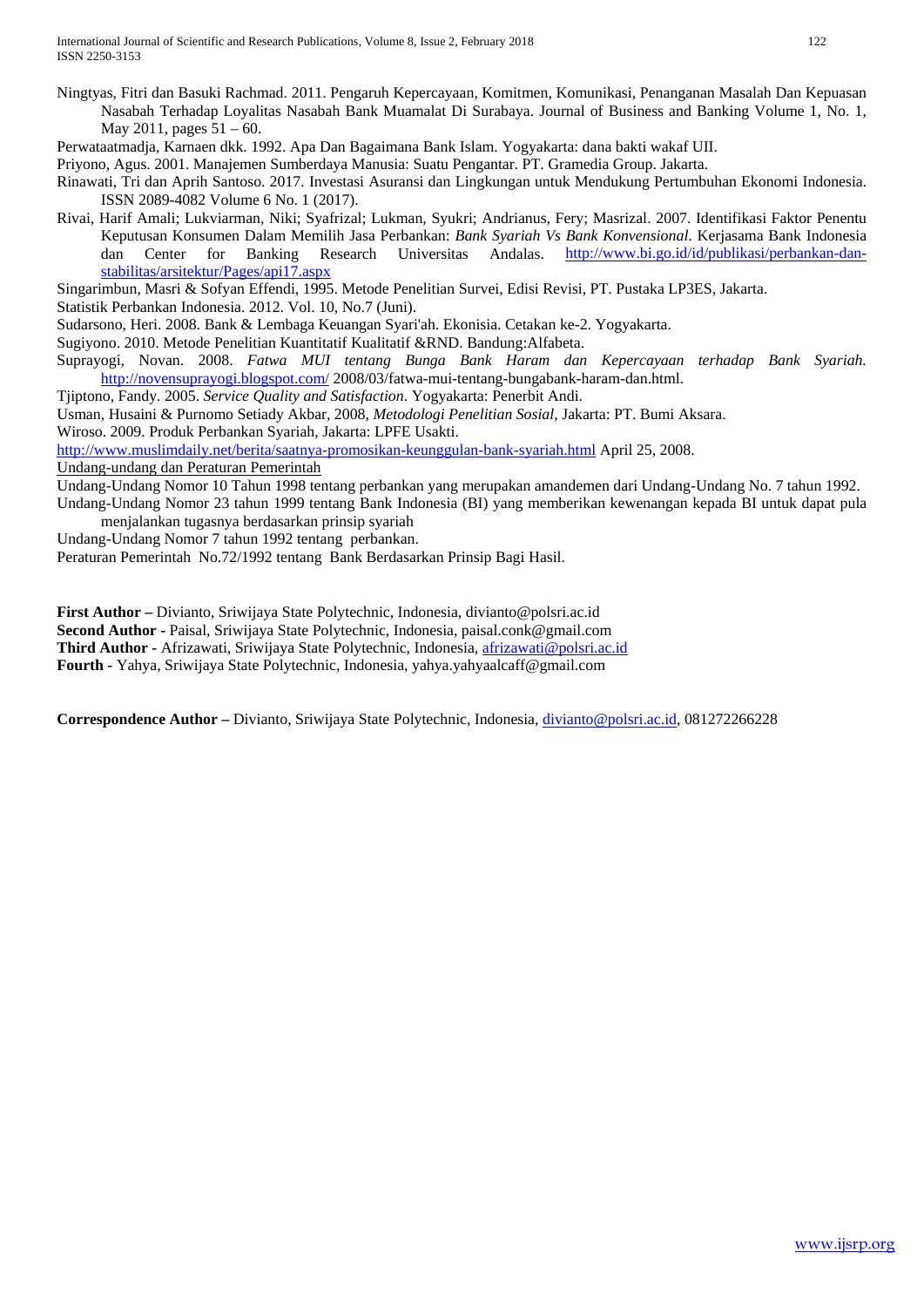Ningtyas, Fitri dan Basuki Rachmad. 2011. Pengaruh Kepercayaan, Komitmen, Komunikasi, Penanganan Masalah Dan Kepuasan Nasabah Terhadap Loyalitas Nasabah Bank Muamalat Di Surabaya. Journal of Business and Banking Volume 1, No. 1, May 2011, pages 51 – 60.

Perwataatmadja, Karnaen dkk. 1992. Apa Dan Bagaimana Bank Islam. Yogyakarta: dana bakti wakaf UII.

Priyono, Agus. 2001. Manajemen Sumberdaya Manusia: Suatu Pengantar. PT. Gramedia Group. Jakarta.

Rinawati, Tri dan Aprih Santoso. 2017. Investasi Asuransi dan Lingkungan untuk Mendukung Pertumbuhan Ekonomi Indonesia. ISSN 2089-4082 Volume 6 No. 1 (2017).

Rivai, Harif Amali; Lukviarman, Niki; Syafrizal; Lukman, Syukri; Andrianus, Fery; Masrizal. 2007. Identifikasi Faktor Penentu Keputusan Konsumen Dalam Memilih Jasa Perbankan: *Bank Syariah Vs Bank Konvensional*. Kerjasama Bank Indonesia dan Center for Banking Research Universitas Andalas. http://www.bi.go.id/id/publikasi/perbankan-dan-stabilitas/arsitektur/Pages/api17.aspx

Singarimbun, Masri & Sofyan Effendi, 1995. Metode Penelitian Survei, Edisi Revisi, PT. Pustaka LP3ES, Jakarta.

Statistik Perbankan Indonesia. 2012. Vol. 10, No.7 (Juni).

Sudarsono, Heri. 2008. Bank & Lembaga Keuangan Syari'ah. Ekonisia. Cetakan ke-2. Yogyakarta.

Sugiyono. 2010. Metode Penelitian Kuantitatif Kualitatif &RND. Bandung:Alfabeta.

Suprayogi, Novan. 2008. *Fatwa MUI tentang Bunga Bank Haram dan Kepercayaan terhadap Bank Syariah.* http://novensuprayogi.blogspot.com/ 2008/03/fatwa-mui-tentang-bungabank-haram-dan.html.

Tjiptono, Fandy. 2005. *Service Quality and Satisfaction*. Yogyakarta: Penerbit Andi.

Usman, Husaini & Purnomo Setiady Akbar, 2008, *Metodologi Penelitian Sosial,* Jakarta: PT. Bumi Aksara.

Wiroso. 2009. Produk Perbankan Syariah, Jakarta: LPFE Usakti.

http://www.muslimdaily.net/berita/saatnya-promosikan-keunggulan-bank-syariah.html April 25, 2008.

Undang-undang dan Peraturan Pemerintah

Undang-Undang Nomor 10 Tahun 1998 tentang perbankan yang merupakan amandemen dari Undang-Undang No. 7 tahun 1992.

Undang-Undang Nomor 23 tahun 1999 tentang Bank Indonesia (BI) yang memberikan kewenangan kepada BI untuk dapat pula menjalankan tugasnya berdasarkan prinsip syariah

Undang-Undang Nomor 7 tahun 1992 tentang perbankan.

Peraturan Pemerintah No.72/1992 tentang Bank Berdasarkan Prinsip Bagi Hasil.

**First Author –** Divianto, Sriwijaya State Polytechnic, Indonesia, divianto@polsri.ac.id
**Second Author -** Paisal, Sriwijaya State Polytechnic, Indonesia, paisal.conk@gmail.com
**Third Author -** Afrizawati, Sriwijaya State Polytechnic, Indonesia, afrizawati@polsri.ac.id
**Fourth -** Yahya, Sriwijaya State Polytechnic, Indonesia, yahya.yahyaalcaff@gmail.com

**Correspondence Author –** Divianto, Sriwijaya State Polytechnic, Indonesia, divianto@polsri.ac.id, 081272266228